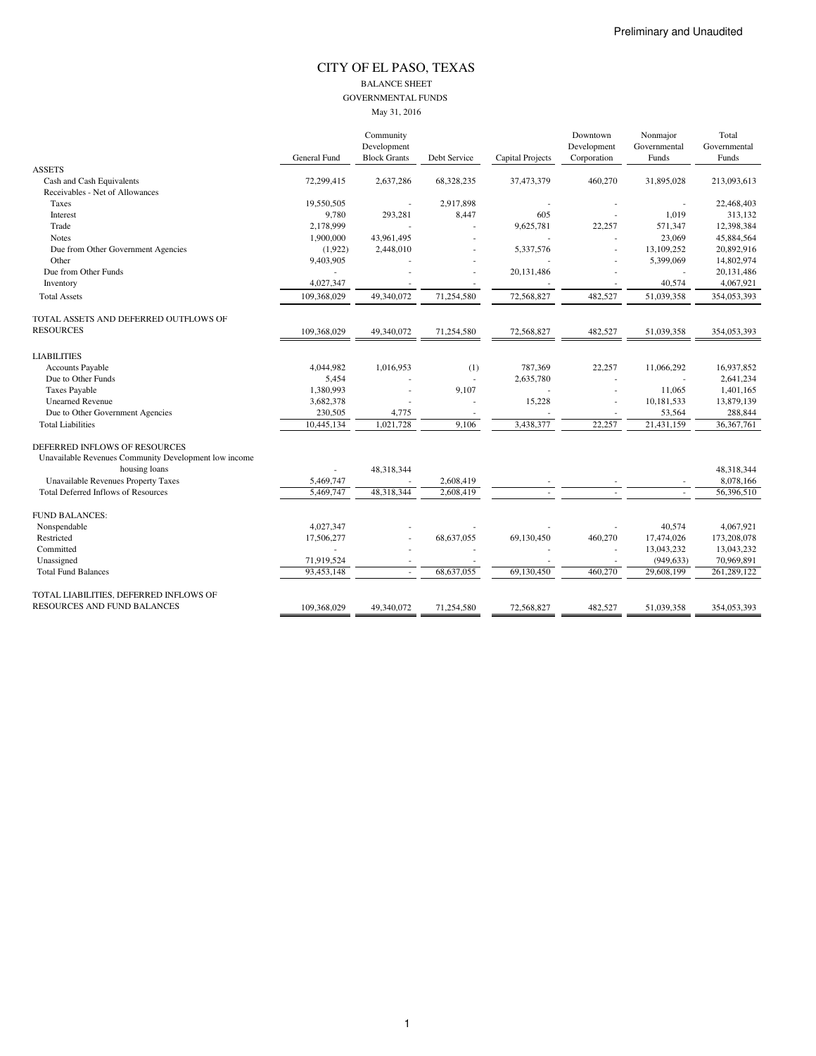Preliminary and Unaudited

# CITY OF EL PASO, TEXAS

## BALANCE SHEET

## GOVERNMENTAL FUNDS

May 31, 2016

| | General Fund | Community Development Block Grants | Debt Service | Capital Projects | Downtown Development Corporation | Nonmajor Governmental Funds | Total Governmental Funds |
|---|---|---|---|---|---|---|---|
| ASSETS | | | | | | | |
| Cash and Cash Equivalents | 72,299,415 | 2,637,286 | 68,328,235 | 37,473,379 | 460,270 | 31,895,028 | 213,093,613 |
| Receivables - Net of Allowances | | | | | | | |
| Taxes | 19,550,505 | - | 2,917,898 | - | - | - | 22,468,403 |
| Interest | 9,780 | 293,281 | 8,447 | 605 | - | 1,019 | 313,132 |
| Trade | 2,178,999 | - | - | 9,625,781 | 22,257 | 571,347 | 12,398,384 |
| Notes | 1,900,000 | 43,961,495 | - | - | - | 23,069 | 45,884,564 |
| Due from Other Government Agencies | (1,922) | 2,448,010 | - | 5,337,576 | - | 13,109,252 | 20,892,916 |
| Other | 9,403,905 | - | - | - | - | 5,399,069 | 14,802,974 |
| Due from Other Funds | - | - | - | 20,131,486 | - | - | 20,131,486 |
| Inventory | 4,027,347 | - | - | - | - | 40,574 | 4,067,921 |
| Total Assets | 109,368,029 | 49,340,072 | 71,254,580 | 72,568,827 | 482,527 | 51,039,358 | 354,053,393 |
| TOTAL ASSETS AND DEFERRED OUTFLOWS OF RESOURCES | 109,368,029 | 49,340,072 | 71,254,580 | 72,568,827 | 482,527 | 51,039,358 | 354,053,393 |
| LIABILITIES | | | | | | | |
| Accounts Payable | 4,044,982 | 1,016,953 | (1) | 787,369 | 22,257 | 11,066,292 | 16,937,852 |
| Due to Other Funds | 5,454 | - | - | 2,635,780 | - | - | 2,641,234 |
| Taxes Payable | 1,380,993 | - | 9,107 | - | - | 11,065 | 1,401,165 |
| Unearned Revenue | 3,682,378 | - | - | 15,228 | - | 10,181,533 | 13,879,139 |
| Due to Other Government Agencies | 230,505 | 4,775 | - | - | - | 53,564 | 288,844 |
| Total Liabilities | 10,445,134 | 1,021,728 | 9,106 | 3,438,377 | 22,257 | 21,431,159 | 36,367,761 |
| DEFERRED INFLOWS OF RESOURCES | | | | | | | |
| Unavailable Revenues Community Development low income housing loans | - | 48,318,344 | | | | | 48,318,344 |
| Unavailable Revenues Property Taxes | 5,469,747 | - | 2,608,419 | - | - | - | 8,078,166 |
| Total Deferred Inflows of Resources | 5,469,747 | 48,318,344 | 2,608,419 | - | - | - | 56,396,510 |
| FUND BALANCES: | | | | | | | |
| Nonspendable | 4,027,347 | - | - | - | - | 40,574 | 4,067,921 |
| Restricted | 17,506,277 | - | 68,637,055 | 69,130,450 | 460,270 | 17,474,026 | 173,208,078 |
| Committed | - | - | - | - | - | 13,043,232 | 13,043,232 |
| Unassigned | 71,919,524 | - | - | - | - | (949,633) | 70,969,891 |
| Total Fund Balances | 93,453,148 | - | 68,637,055 | 69,130,450 | 460,270 | 29,608,199 | 261,289,122 |
| TOTAL LIABILITIES, DEFERRED INFLOWS OF RESOURCES AND FUND BALANCES | 109,368,029 | 49,340,072 | 71,254,580 | 72,568,827 | 482,527 | 51,039,358 | 354,053,393 |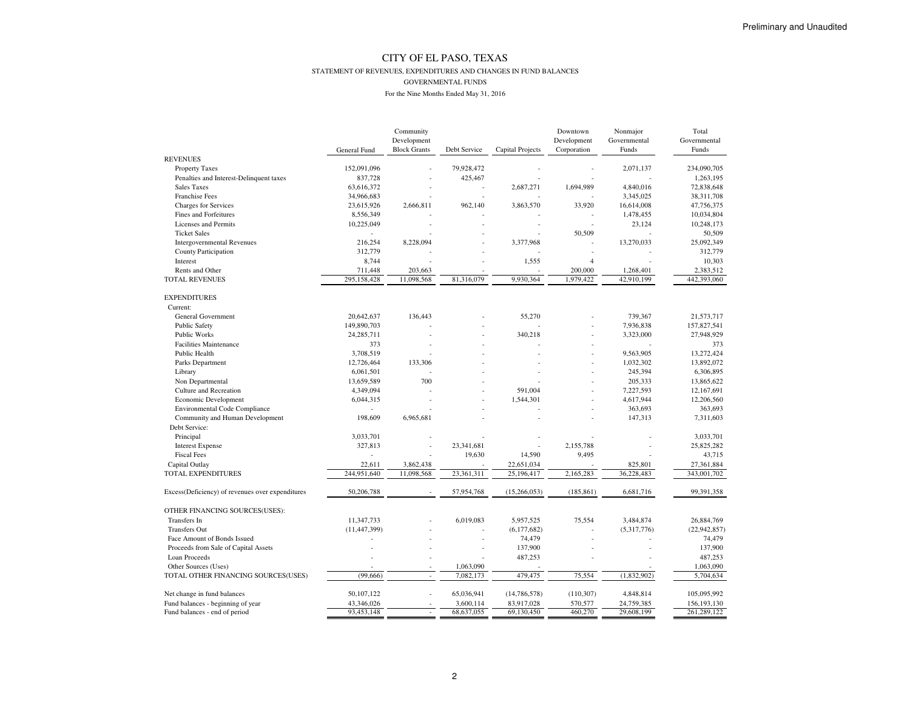Preliminary and Unaudited

# CITY OF EL PASO, TEXAS

## STATEMENT OF REVENUES, EXPENDITURES AND CHANGES IN FUND BALANCES

### GOVERNMENTAL FUNDS

For the Nine Months Ended May 31, 2016

| | General Fund | Community Development Block Grants | Debt Service | Capital Projects | Downtown Development Corporation | Nonmajor Governmental Funds | Total Governmental Funds |
|---|---|---|---|---|---|---|---|
| REVENUES | | | | | | | |
| Property Taxes | 152,091,096 | - | 79,928,472 | - | - | 2,071,137 | 234,090,705 |
| Penalties and Interest-Delinquent taxes | 837,728 | - | 425,467 | - | - | - | 1,263,195 |
| Sales Taxes | 63,616,372 | - | - | 2,687,271 | 1,694,989 | 4,840,016 | 72,838,648 |
| Franchise Fees | 34,966,683 | - | - | - | - | 3,345,025 | 38,311,708 |
| Charges for Services | 23,615,926 | 2,666,811 | 962,140 | 3,863,570 | 33,920 | 16,614,008 | 47,756,375 |
| Fines and Forfeitures | 8,556,349 | - | - | - | - | 1,478,455 | 10,034,804 |
| Licenses and Permits | 10,225,049 | - | - | - | - | 23,124 | 10,248,173 |
| Ticket Sales | - | - | - | - | 50,509 | - | 50,509 |
| Intergovernmental Revenues | 216,254 | 8,228,094 | - | 3,377,968 | - | 13,270,033 | 25,092,349 |
| County Participation | 312,779 | - | - | - | - | - | 312,779 |
| Interest | 8,744 | - | - | 1,555 | 4 | - | 10,303 |
| Rents and Other | 711,448 | 203,663 | - | - | 200,000 | 1,268,401 | 2,383,512 |
| TOTAL REVENUES | 295,158,428 | 11,098,568 | 81,316,079 | 9,930,364 | 1,979,422 | 42,910,199 | 442,393,060 |
| | | | | | | | |
| EXPENDITURES | | | | | | | |
| Current: | | | | | | | |
| General Government | 20,642,637 | 136,443 | - | 55,270 | - | 739,367 | 21,573,717 |
| Public Safety | 149,890,703 | - | - | - | - | 7,936,838 | 157,827,541 |
| Public Works | 24,285,711 | - | - | 340,218 | - | 3,323,000 | 27,948,929 |
| Facilities Maintenance | 373 | - | - | - | - | - | 373 |
| Public Health | 3,708,519 | - | - | - | - | 9,563,905 | 13,272,424 |
| Parks Department | 12,726,464 | 133,306 | - | - | - | 1,032,302 | 13,892,072 |
| Library | 6,061,501 | - | - | - | - | 245,394 | 6,306,895 |
| Non Departmental | 13,659,589 | 700 | - | - | - | 205,333 | 13,865,622 |
| Culture and Recreation | 4,349,094 | - | - | 591,004 | - | 7,227,593 | 12,167,691 |
| Economic Development | 6,044,315 | - | - | 1,544,301 | - | 4,617,944 | 12,206,560 |
| Environmental Code Compliance | - | - | - | - | - | 363,693 | 363,693 |
| Community and Human Development | 198,609 | 6,965,681 | - | - | - | 147,313 | 7,311,603 |
| Debt Service: | | | | | | | |
| Principal | 3,033,701 | - | - | - | - | - | 3,033,701 |
| Interest Expense | 327,813 | - | 23,341,681 | - | 2,155,788 | - | 25,825,282 |
| Fiscal Fees | - | - | 19,630 | 14,590 | 9,495 | - | 43,715 |
| Capital Outlay | 22,611 | 3,862,438 | - | 22,651,034 | - | 825,801 | 27,361,884 |
| TOTAL EXPENDITURES | 244,951,640 | 11,098,568 | 23,361,311 | 25,196,417 | 2,165,283 | 36,228,483 | 343,001,702 |
| | | | | | | | |
| Excess(Deficiency) of revenues over expenditures | 50,206,788 | - | 57,954,768 | (15,266,053) | (185,861) | 6,681,716 | 99,391,358 |
| | | | | | | | |
| OTHER FINANCING SOURCES(USES): | | | | | | | |
| Transfers In | 11,347,733 | - | 6,019,083 | 5,957,525 | 75,554 | 3,484,874 | 26,884,769 |
| Transfers Out | (11,447,399) | - | - | (6,177,682) | - | (5,317,776) | (22,942,857) |
| Face Amount of Bonds Issued | - | - | - | 74,479 | - | - | 74,479 |
| Proceeds from Sale of Capital Assets | - | - | - | 137,900 | - | - | 137,900 |
| Loan Proceeds | - | - | - | 487,253 | - | - | 487,253 |
| Other Sources (Uses) | - | - | 1,063,090 | - | | - | 1,063,090 |
| TOTAL OTHER FINANCING SOURCES(USES) | (99,666) | - | 7,082,173 | 479,475 | 75,554 | (1,832,902) | 5,704,634 |
| | | | | | | | |
| Net change in fund balances | 50,107,122 | - | 65,036,941 | (14,786,578) | (110,307) | 4,848,814 | 105,095,992 |
| Fund balances - beginning of year | 43,346,026 | - | 3,600,114 | 83,917,028 | 570,577 | 24,759,385 | 156,193,130 |
| Fund balances - end of period | 93,453,148 | - | 68,637,055 | 69,130,450 | 460,270 | 29,608,199 | 261,289,122 |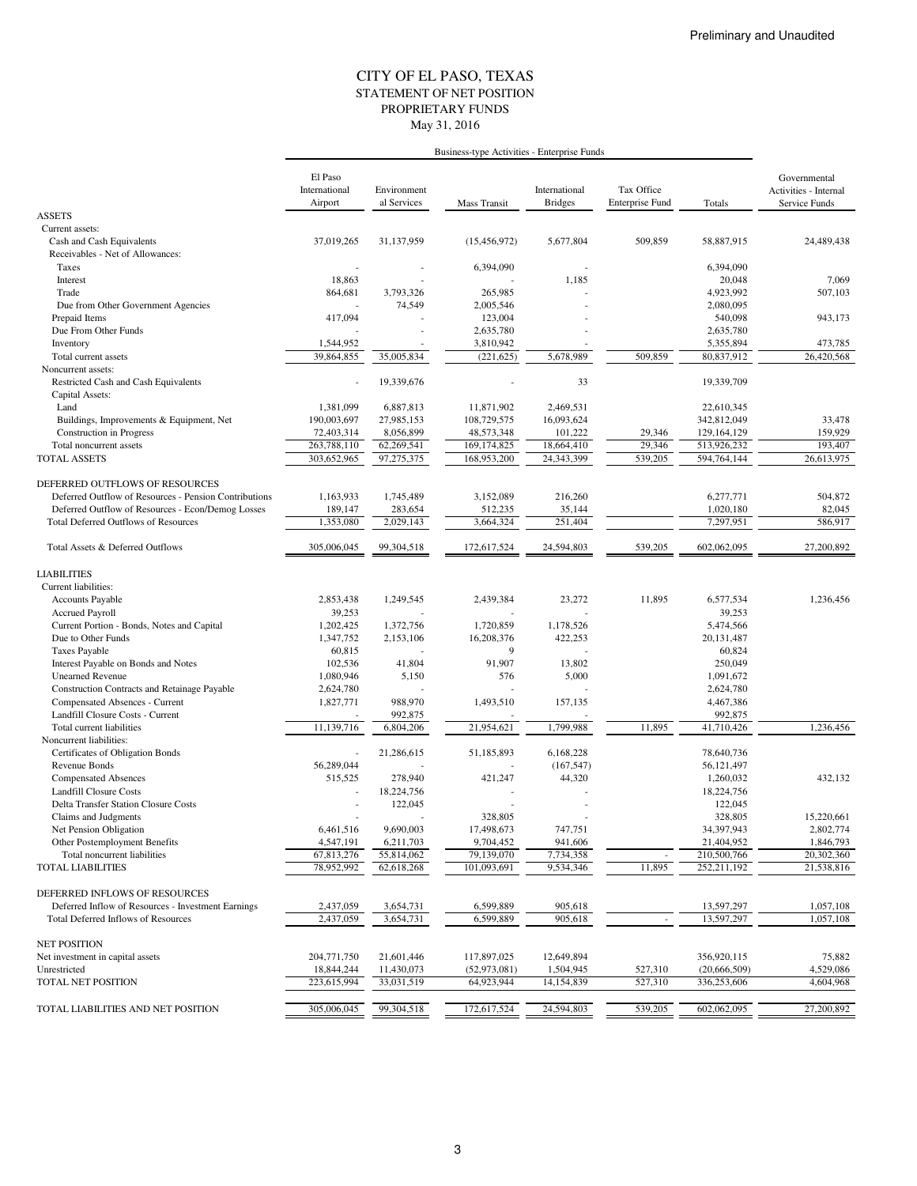Preliminary and Unaudited

# CITY OF EL PASO, TEXAS
## STATEMENT OF NET POSITION
## PROPRIETARY FUNDS
May 31, 2016

| | Business-type Activities - Enterprise Funds | | | | | | |
|---|---|---|---|---|---|---|---|
| | El Paso International Airport | Environmental Services | Mass Transit | International Bridges | Tax Office Enterprise Fund | Totals | Governmental Activities - Internal Service Funds |
| **ASSETS** | | | | | | | |
| Current assets: | | | | | | | |
| Cash and Cash Equivalents | 37,019,265 | 31,137,959 | (15,456,972) | 5,677,804 | 509,859 | 58,887,915 | 24,489,438 |
| Receivables - Net of Allowances: | | | | | | | |
| Taxes | - | - | 6,394,090 | - | | 6,394,090 | |
| Interest | 18,863 | - | - | 1,185 | | 20,048 | 7,069 |
| Trade | 864,681 | 3,793,326 | 265,985 | - | | 4,923,992 | 507,103 |
| Due from Other Government Agencies | - | 74,549 | 2,005,546 | - | | 2,080,095 | |
| Prepaid Items | 417,094 | - | 123,004 | - | | 540,098 | 943,173 |
| Due From Other Funds | - | - | 2,635,780 | - | | 2,635,780 | |
| Inventory | 1,544,952 | - | 3,810,942 | - | | 5,355,894 | 473,785 |
| Total current assets | 39,864,855 | 35,005,834 | (221,625) | 5,678,989 | 509,859 | 80,837,912 | 26,420,568 |
| Noncurrent assets: | | | | | | | |
| Restricted Cash and Cash Equivalents | - | 19,339,676 | - | 33 | | 19,339,709 | |
| Capital Assets: | | | | | | | |
| Land | 1,381,099 | 6,887,813 | 11,871,902 | 2,469,531 | | 22,610,345 | |
| Buildings, Improvements & Equipment, Net | 190,003,697 | 27,985,153 | 108,729,575 | 16,093,624 | | 342,812,049 | 33,478 |
| Construction in Progress | 72,403,314 | 8,056,899 | 48,573,348 | 101,222 | 29,346 | 129,164,129 | 159,929 |
| Total noncurrent assets | 263,788,110 | 62,269,541 | 169,174,825 | 18,664,410 | 29,346 | 513,926,232 | 193,407 |
| TOTAL ASSETS | 303,652,965 | 97,275,375 | 168,953,200 | 24,343,399 | 539,205 | 594,764,144 | 26,613,975 |
| | | | | | | | |
| **DEFERRED OUTFLOWS OF RESOURCES** | | | | | | | |
| Deferred Outflow of Resources - Pension Contributions | 1,163,933 | 1,745,489 | 3,152,089 | 216,260 | | 6,277,771 | 504,872 |
| Deferred Outflow of Resources - Econ/Demog Losses | 189,147 | 283,654 | 512,235 | 35,144 | | 1,020,180 | 82,045 |
| Total Deferred Outflows of Resources | 1,353,080 | 2,029,143 | 3,664,324 | 251,404 | | 7,297,951 | 586,917 |
| | | | | | | | |
| Total Assets & Deferred Outflows | 305,006,045 | 99,304,518 | 172,617,524 | 24,594,803 | 539,205 | 602,062,095 | 27,200,892 |
| | | | | | | | |
| **LIABILITIES** | | | | | | | |
| Current liabilities: | | | | | | | |
| Accounts Payable | 2,853,438 | 1,249,545 | 2,439,384 | 23,272 | 11,895 | 6,577,534 | 1,236,456 |
| Accrued Payroll | 39,253 | - | - | - | | 39,253 | |
| Current Portion - Bonds, Notes and Capital | 1,202,425 | 1,372,756 | 1,720,859 | 1,178,526 | | 5,474,566 | |
| Due to Other Funds | 1,347,752 | 2,153,106 | 16,208,376 | 422,253 | | 20,131,487 | |
| Taxes Payable | 60,815 | - | 9 | - | | 60,824 | |
| Interest Payable on Bonds and Notes | 102,536 | 41,804 | 91,907 | 13,802 | | 250,049 | |
| Unearned Revenue | 1,080,946 | 5,150 | 576 | 5,000 | | 1,091,672 | |
| Construction Contracts and Retainage Payable | 2,624,780 | - | - | - | | 2,624,780 | |
| Compensated Absences - Current | 1,827,771 | 988,970 | 1,493,510 | 157,135 | | 4,467,386 | |
| Landfill Closure Costs - Current | - | 992,875 | - | - | | 992,875 | |
| Total current liabilities | 11,139,716 | 6,804,206 | 21,954,621 | 1,799,988 | 11,895 | 41,710,426 | 1,236,456 |
| Noncurrent liabilities: | | | | | | | |
| Certificates of Obligation Bonds | - | 21,286,615 | 51,185,893 | 6,168,228 | | 78,640,736 | |
| Revenue Bonds | 56,289,044 | - | - | (167,547) | | 56,121,497 | |
| Compensated Absences | 515,525 | 278,940 | 421,247 | 44,320 | | 1,260,032 | 432,132 |
| Landfill Closure Costs | - | 18,224,756 | - | - | | 18,224,756 | |
| Delta Transfer Station Closure Costs | - | 122,045 | - | - | | 122,045 | |
| Claims and Judgments | - | - | 328,805 | - | | 328,805 | 15,220,661 |
| Net Pension Obligation | 6,461,516 | 9,690,003 | 17,498,673 | 747,751 | | 34,397,943 | 2,802,774 |
| Other Postemployment Benefits | 4,547,191 | 6,211,703 | 9,704,452 | 941,606 | | 21,404,952 | 1,846,793 |
| Total noncurrent liabilities | 67,813,276 | 55,814,062 | 79,139,070 | 7,734,358 | - | 210,500,766 | 20,302,360 |
| TOTAL LIABILITIES | 78,952,992 | 62,618,268 | 101,093,691 | 9,534,346 | 11,895 | 252,211,192 | 21,538,816 |
| | | | | | | | |
| **DEFERRED INFLOWS OF RESOURCES** | | | | | | | |
| Deferred Inflow of Resources - Investment Earnings | 2,437,059 | 3,654,731 | 6,599,889 | 905,618 | | 13,597,297 | 1,057,108 |
| Total Deferred Inflows of Resources | 2,437,059 | 3,654,731 | 6,599,889 | 905,618 | - | 13,597,297 | 1,057,108 |
| | | | | | | | |
| **NET POSITION** | | | | | | | |
| Net investment in capital assets | 204,771,750 | 21,601,446 | 117,897,025 | 12,649,894 | | 356,920,115 | 75,882 |
| Unrestricted | 18,844,244 | 11,430,073 | (52,973,081) | 1,504,945 | 527,310 | (20,666,509) | 4,529,086 |
| TOTAL NET POSITION | 223,615,994 | 33,031,519 | 64,923,944 | 14,154,839 | 527,310 | 336,253,606 | 4,604,968 |
| | | | | | | | |
| TOTAL LIABILITIES AND NET POSITION | 305,006,045 | 99,304,518 | 172,617,524 | 24,594,803 | 539,205 | 602,062,095 | 27,200,892 |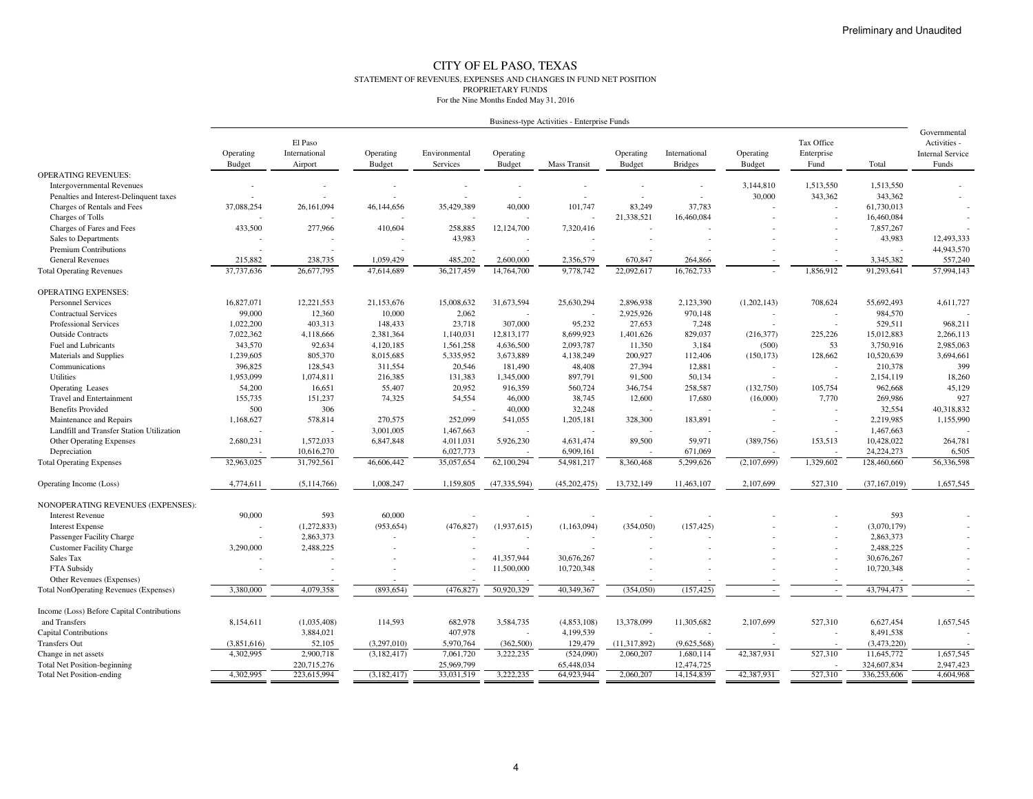Preliminary and Unaudited

# CITY OF EL PASO, TEXAS

STATEMENT OF REVENUES, EXPENSES AND CHANGES IN FUND NET POSITION
PROPRIETARY FUNDS
For the Nine Months Ended May 31, 2016

| | Business-type Activities - Enterprise Funds | | | | | | | | | | | Governmental Activities - Internal Service Funds |
|---|---|---|---|---|---|---|---|---|---|---|---|---|
| | Operating Budget | El Paso International Airport | Operating Budget | Environmental Services | Operating Budget | Mass Transit | Operating Budget | International Bridges | Operating Budget | Tax Office Enterprise Fund | Total | |
| OPERATING REVENUES: | | | | | | | | | | | | |
| Intergovernmental Revenues | - | - | - | - | - | - | - | - | 3,144,810 | 1,513,550 | 1,513,550 | - |
| Penalties and Interest-Delinquent taxes | - | - | - | - | - | - | - | - | 30,000 | 343,362 | 343,362 | - |
| Charges of Rentals and Fees | 37,088,254 | 26,161,094 | 46,144,656 | 35,429,389 | 40,000 | 101,747 | 83,249 | 37,783 | - | - | 61,730,013 | - |
| Charges of Tolls | - | - | - | - | - | - | 21,338,521 | 16,460,084 | - | - | 16,460,084 | - |
| Charges of Fares and Fees | 433,500 | 277,966 | 410,604 | 258,885 | 12,124,700 | 7,320,416 | - | - | - | - | 7,857,267 | - |
| Sales to Departments | - | - | - | 43,983 | - | - | - | - | - | - | 43,983 | 12,493,333 |
| Premium Contributions | - | - | - | - | - | - | - | - | - | - | - | 44,943,570 |
| General Revenues | 215,882 | 238,735 | 1,059,429 | 485,202 | 2,600,000 | 2,356,579 | 670,847 | 264,866 | - | - | 3,345,382 | 557,240 |
| Total Operating Revenues | 37,737,636 | 26,677,795 | 47,614,689 | 36,217,459 | 14,764,700 | 9,778,742 | 22,092,617 | 16,762,733 | - | 1,856,912 | 91,293,641 | 57,994,143 |
| OPERATING EXPENSES: | | | | | | | | | | | | |
| Personnel Services | 16,827,071 | 12,221,553 | 21,153,676 | 15,008,632 | 31,673,594 | 25,630,294 | 2,896,938 | 2,123,390 | (1,202,143) | 708,624 | 55,692,493 | 4,611,727 |
| Contractual Services | 99,000 | 12,360 | 10,000 | 2,062 | - | - | 2,925,926 | 970,148 | - | - | 984,570 | - |
| Professional Services | 1,022,200 | 403,313 | 148,433 | 23,718 | 307,000 | 95,232 | 27,653 | 7,248 | - | - | 529,511 | 968,211 |
| Outside Contracts | 7,022,362 | 4,118,666 | 2,381,364 | 1,140,031 | 12,813,177 | 8,699,923 | 1,401,626 | 829,037 | (216,377) | 225,226 | 15,012,883 | 2,266,113 |
| Fuel and Lubricants | 343,570 | 92,634 | 4,120,185 | 1,561,258 | 4,636,500 | 2,093,787 | 11,350 | 3,184 | (500) | 53 | 3,750,916 | 2,985,063 |
| Materials and Supplies | 1,239,605 | 805,370 | 8,015,685 | 5,335,952 | 3,673,889 | 4,138,249 | 200,927 | 112,406 | (150,173) | 128,662 | 10,520,639 | 3,694,661 |
| Communications | 396,825 | 128,543 | 311,554 | 20,546 | 181,490 | 48,408 | 27,394 | 12,881 | - | - | 210,378 | 399 |
| Utilities | 1,953,099 | 1,074,811 | 216,385 | 131,383 | 1,345,000 | 897,791 | 91,500 | 50,134 | - | - | 2,154,119 | 18,260 |
| Operating Leases | 54,200 | 16,651 | 55,407 | 20,952 | 916,359 | 560,724 | 346,754 | 258,587 | (132,750) | 105,754 | 962,668 | 45,129 |
| Travel and Entertainment | 155,735 | 151,237 | 74,325 | 54,554 | 46,000 | 38,745 | 12,600 | 17,680 | (16,000) | 7,770 | 269,986 | 927 |
| Benefits Provided | 500 | 306 | | - | 40,000 | 32,248 | - | - | - | - | 32,554 | 40,318,832 |
| Maintenance and Repairs | 1,168,627 | 578,814 | 270,575 | 252,099 | 541,055 | 1,205,181 | 328,300 | 183,891 | - | - | 2,219,985 | 1,155,990 |
| Landfill and Transfer Station Utilization | - | - | 3,001,005 | 1,467,663 | - | - | - | - | - | - | 1,467,663 | - |
| Other Operating Expenses | 2,680,231 | 1,572,033 | 6,847,848 | 4,011,031 | 5,926,230 | 4,631,474 | 89,500 | 59,971 | (389,756) | 153,513 | 10,428,022 | 264,781 |
| Depreciation | - | 10,616,270 | | 6,027,773 | - | 6,909,161 | - | 671,069 | - | - | 24,224,273 | 6,505 |
| Total Operating Expenses | 32,963,025 | 31,792,561 | 46,606,442 | 35,057,654 | 62,100,294 | 54,981,217 | 8,360,468 | 5,299,626 | (2,107,699) | 1,329,602 | 128,460,660 | 56,336,598 |
| Operating Income (Loss) | 4,774,611 | (5,114,766) | 1,008,247 | 1,159,805 | (47,335,594) | (45,202,475) | 13,732,149 | 11,463,107 | 2,107,699 | 527,310 | (37,167,019) | 1,657,545 |
| NONOPERATING REVENUES (EXPENSES): | | | | | | | | | | | | |
| Interest Revenue | 90,000 | 593 | 60,000 | - | - | - | - | - | - | - | 593 | - |
| Interest Expense | - | (1,272,833) | (953,654) | (476,827) | (1,937,615) | (1,163,094) | (354,050) | (157,425) | - | - | (3,070,179) | - |
| Passenger Facility Charge | - | 2,863,373 | - | - | - | - | - | - | - | - | 2,863,373 | - |
| Customer Facility Charge | 3,290,000 | 2,488,225 | - | - | - | - | - | - | - | - | 2,488,225 | - |
| Sales Tax | - | - | - | - | 41,357,944 | 30,676,267 | - | - | - | - | 30,676,267 | - |
| FTA Subsidy | - | - | - | - | 11,500,000 | 10,720,348 | - | - | - | - | 10,720,348 | - |
| Other Revenues (Expenses) | - | - | - | - | - | - | - | - | - | - | - | - |
| Total NonOperating Revenues (Expenses) | 3,380,000 | 4,079,358 | (893,654) | (476,827) | 50,920,329 | 40,349,367 | (354,050) | (157,425) | - | - | 43,794,473 | - |
| Income (Loss) Before Capital Contributions and Transfers | 8,154,611 | (1,035,408) | 114,593 | 682,978 | 3,584,735 | (4,853,108) | 13,378,099 | 11,305,682 | 2,107,699 | 527,310 | 6,627,454 | 1,657,545 |
| Capital Contributions | | 3,884,021 | | 407,978 | - | 4,199,539 | - | - | - | - | 8,491,538 | - |
| Transfers Out | (3,851,616) | 52,105 | (3,297,010) | 5,970,764 | (362,500) | 129,479 | (11,317,892) | (9,625,568) | - | - | (3,473,220) | - |
| Change in net assets | 4,302,995 | 2,900,718 | (3,182,417) | 7,061,720 | 3,222,235 | (524,090) | 2,060,207 | 1,680,114 | 42,387,931 | 527,310 | 11,645,772 | 1,657,545 |
| Total Net Position-beginning | | 220,715,276 | | 25,969,799 | | 65,448,034 | | 12,474,725 | | - | 324,607,834 | 2,947,423 |
| Total Net Position-ending | 4,302,995 | 223,615,994 | (3,182,417) | 33,031,519 | 3,222,235 | 64,923,944 | 2,060,207 | 14,154,839 | 42,387,931 | 527,310 | 336,253,606 | 4,604,968 |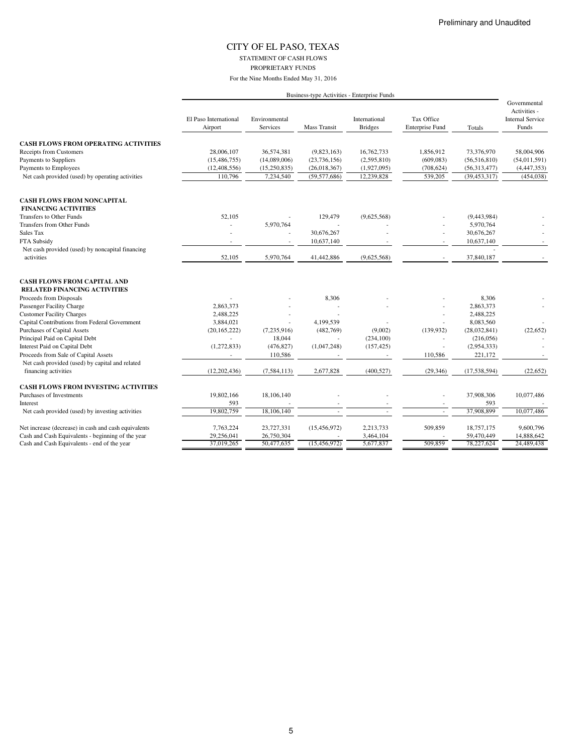Preliminary and Unaudited

# CITY OF EL PASO, TEXAS

STATEMENT OF CASH FLOWS

PROPRIETARY FUNDS

For the Nine Months Ended May 31, 2016

| | Business-type Activities - Enterprise Funds | | | | | | Governmental Activities - Internal Service Funds |
|---|---|---|---|---|---|---|---|
| | El Paso International Airport | Environmental Services | Mass Transit | International Bridges | Tax Office Enterprise Fund | Totals | |
| **CASH FLOWS FROM OPERATING ACTIVITIES** | | | | | | | |
| Receipts from Customers | 28,006,107 | 36,574,381 | (9,823,163) | 16,762,733 | 1,856,912 | 73,376,970 | 58,004,906 |
| Payments to Suppliers | (15,486,755) | (14,089,006) | (23,736,156) | (2,595,810) | (609,083) | (56,516,810) | (54,011,591) |
| Payments to Employees | (12,408,556) | (15,250,835) | (26,018,367) | (1,927,095) | (708,624) | (56,313,477) | (4,447,353) |
| Net cash provided (used) by operating activities | 110,796 | 7,234,540 | (59,577,686) | 12,239,828 | 539,205 | (39,453,317) | (454,038) |
| **CASH FLOWS FROM NONCAPITAL FINANCING ACTIVITIES** | | | | | | | |
| Transfers to Other Funds | 52,105 | - | 129,479 | (9,625,568) | - | (9,443,984) | - |
| Transfers from Other Funds | - | 5,970,764 | - | - | - | 5,970,764 | - |
| Sales Tax | - | - | 30,676,267 | - | - | 30,676,267 | - |
| FTA Subsidy | - | - | 10,637,140 | - | - | 10,637,140 | - |
| Net cash provided (used) by noncapital financing activities | 52,105 | 5,970,764 | 41,442,886 | (9,625,568) | - | 37,840,187 | - |
| **CASH FLOWS FROM CAPITAL AND RELATED FINANCING ACTIVITIES** | | | | | | | |
| Proceeds from Disposals | - | - | 8,306 | - | - | 8,306 | - |
| Passenger Facility Charge | 2,863,373 | - | - | - | - | 2,863,373 | - |
| Customer Facility Charges | 2,488,225 | - | - | - | - | 2,488,225 | |
| Capital Contributions from Federal Government | 3,884,021 | - | 4,199,539 | - | - | 8,083,560 | - |
| Purchases of Capital Assets | (20,165,222) | (7,235,916) | (482,769) | (9,002) | (139,932) | (28,032,841) | (22,652) |
| Principal Paid on Capital Debt | - | 18,044 | - | (234,100) | - | (216,056) | - |
| Interest Paid on Capital Debt | (1,272,833) | (476,827) | (1,047,248) | (157,425) | - | (2,954,333) | - |
| Proceeds from Sale of Capital Assets | - | 110,586 | - | - | 110,586 | 221,172 | - |
| Net cash provided (used) by capital and related financing activities | (12,202,436) | (7,584,113) | 2,677,828 | (400,527) | (29,346) | (17,538,594) | (22,652) |
| **CASH FLOWS FROM INVESTING ACTIVITIES** | | | | | | | |
| Purchases of Investments | 19,802,166 | 18,106,140 | - | - | - | 37,908,306 | 10,077,486 |
| Interest | 593 | - | - | - | - | 593 | - |
| Net cash provided (used) by investing activities | 19,802,759 | 18,106,140 | - | - | - | 37,908,899 | 10,077,486 |
| Net increase (decrease) in cash and cash equivalents | 7,763,224 | 23,727,331 | (15,456,972) | 2,213,733 | 509,859 | 18,757,175 | 9,600,796 |
| Cash and Cash Equivalents - beginning of the year | 29,256,041 | 26,750,304 | - | 3,464,104 | - | 59,470,449 | 14,888,642 |
| Cash and Cash Equivalents - end of the year | 37,019,265 | 50,477,635 | (15,456,972) | 5,677,837 | 509,859 | 78,227,624 | 24,489,438 |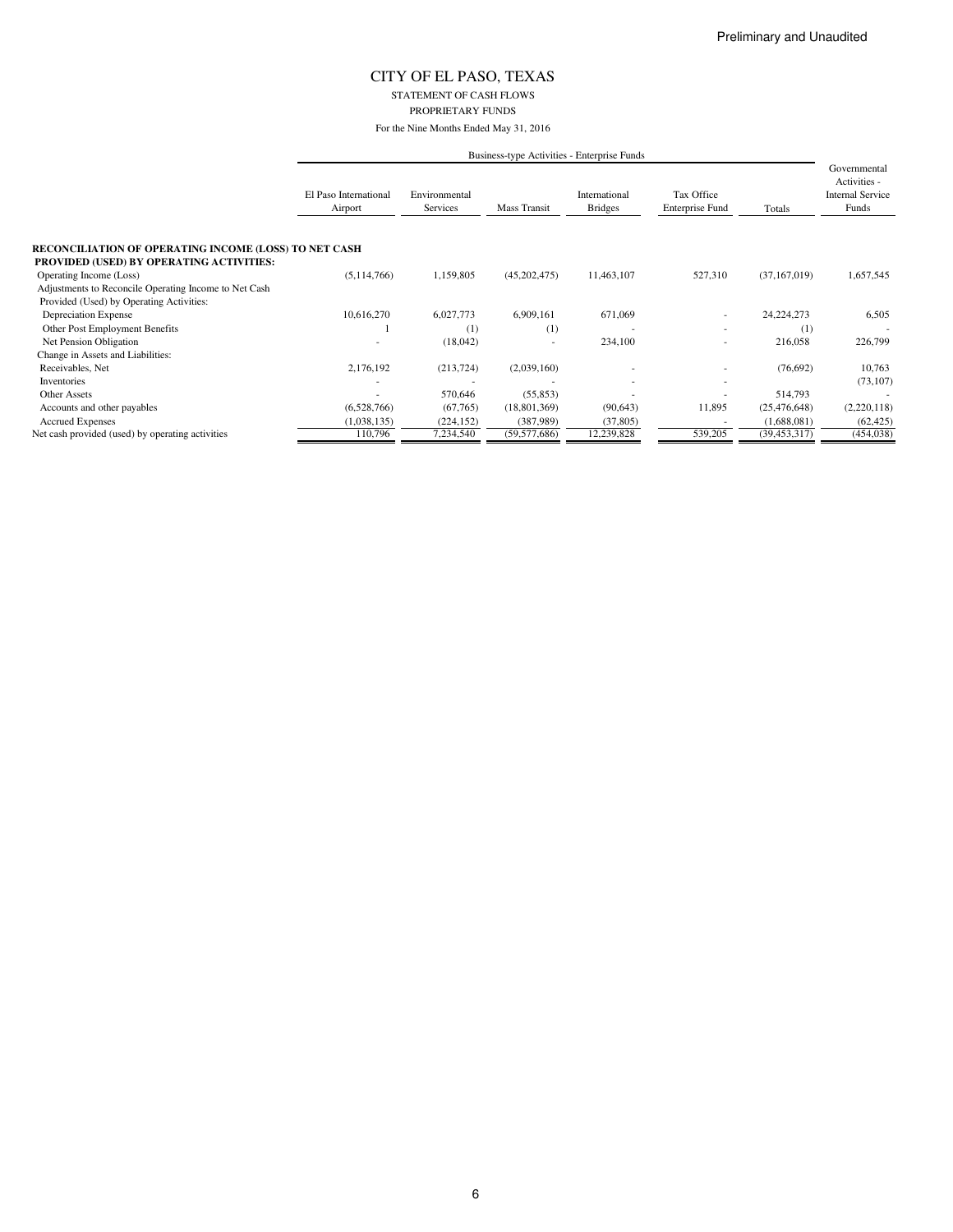Preliminary and Unaudited

# CITY OF EL PASO, TEXAS

STATEMENT OF CASH FLOWS

PROPRIETARY FUNDS

For the Nine Months Ended May 31, 2016

| | Business-type Activities - Enterprise Funds | | | | | | Governmental Activities - Internal Service Funds |
|---|---|---|---|---|---|---|---|
| | El Paso International Airport | Environmental Services | Mass Transit | International Bridges | Tax Office Enterprise Fund | Totals | |
| **RECONCILIATION OF OPERATING INCOME (LOSS) TO NET CASH PROVIDED (USED) BY OPERATING ACTIVITIES:** | | | | | | | |
| Operating Income (Loss) | (5,114,766) | 1,159,805 | (45,202,475) | 11,463,107 | 527,310 | (37,167,019) | 1,657,545 |
| Adjustments to Reconcile Operating Income to Net Cash Provided (Used) by Operating Activities: | | | | | | | |
| Depreciation Expense | 10,616,270 | 6,027,773 | 6,909,161 | 671,069 | - | 24,224,273 | 6,505 |
| Other Post Employment Benefits | 1 | (1) | (1) | - | - | (1) | - |
| Net Pension Obligation | - | (18,042) | - | 234,100 | - | 216,058 | 226,799 |
| Change in Assets and Liabilities: | | | | | | | |
| Receivables, Net | 2,176,192 | (213,724) | (2,039,160) | - | - | (76,692) | 10,763 |
| Inventories | - | - | - | - | - | - | (73,107) |
| Other Assets | - | 570,646 | (55,853) | - | - | 514,793 | - |
| Accounts and other payables | (6,528,766) | (67,765) | (18,801,369) | (90,643) | 11,895 | (25,476,648) | (2,220,118) |
| Accrued Expenses | (1,038,135) | (224,152) | (387,989) | (37,805) | - | (1,688,081) | (62,425) |
| Net cash provided (used) by operating activities | 110,796 | 7,234,540 | (59,577,686) | 12,239,828 | 539,205 | (39,453,317) | (454,038) |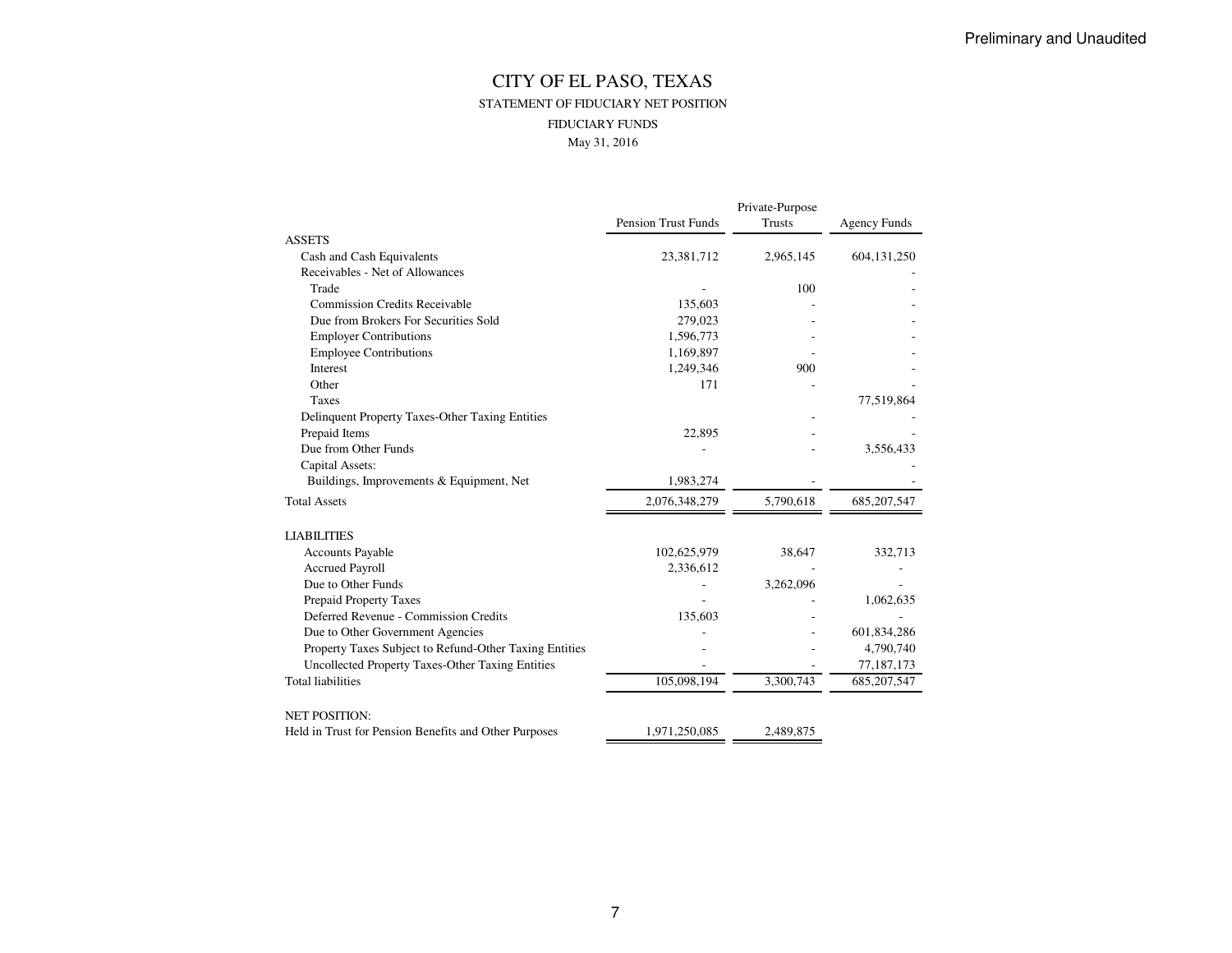Preliminary and Unaudited

# CITY OF EL PASO, TEXAS

## STATEMENT OF FIDUCIARY NET POSITION

### FIDUCIARY FUNDS

May 31, 2016

| | Pension Trust Funds | Private-Purpose Trusts | Agency Funds |
|---|---|---|---|
| ASSETS | | | |
| Cash and Cash Equivalents | 23,381,712 | 2,965,145 | 604,131,250 |
| Receivables - Net of Allowances | | | - |
| Trade | - | 100 | - |
| Commission Credits Receivable | 135,603 | - | - |
| Due from Brokers For Securities Sold | 279,023 | - | - |
| Employer Contributions | 1,596,773 | - | - |
| Employee Contributions | 1,169,897 | - | - |
| Interest | 1,249,346 | 900 | - |
| Other | 171 | - | - |
| Taxes | | | 77,519,864 |
| Delinquent Property Taxes-Other Taxing Entities | | - | - |
| Prepaid Items | 22,895 | - | - |
| Due from Other Funds | - | - | 3,556,433 |
| Capital Assets: | | | - |
| Buildings, Improvements & Equipment, Net | 1,983,274 | - | - |
| Total Assets | 2,076,348,279 | 5,790,618 | 685,207,547 |
| LIABILITIES | | | |
| Accounts Payable | 102,625,979 | 38,647 | 332,713 |
| Accrued Payroll | 2,336,612 | - | - |
| Due to Other Funds | - | 3,262,096 | - |
| Prepaid Property Taxes | - | - | 1,062,635 |
| Deferred Revenue - Commission Credits | 135,603 | - | - |
| Due to Other Government Agencies | - | - | 601,834,286 |
| Property Taxes Subject to Refund-Other Taxing Entities | - | - | 4,790,740 |
| Uncollected Property Taxes-Other Taxing Entities | - | - | 77,187,173 |
| Total liabilities | 105,098,194 | 3,300,743 | 685,207,547 |
| NET POSITION: | | | |
| Held in Trust for Pension Benefits and Other Purposes | 1,971,250,085 | 2,489,875 | |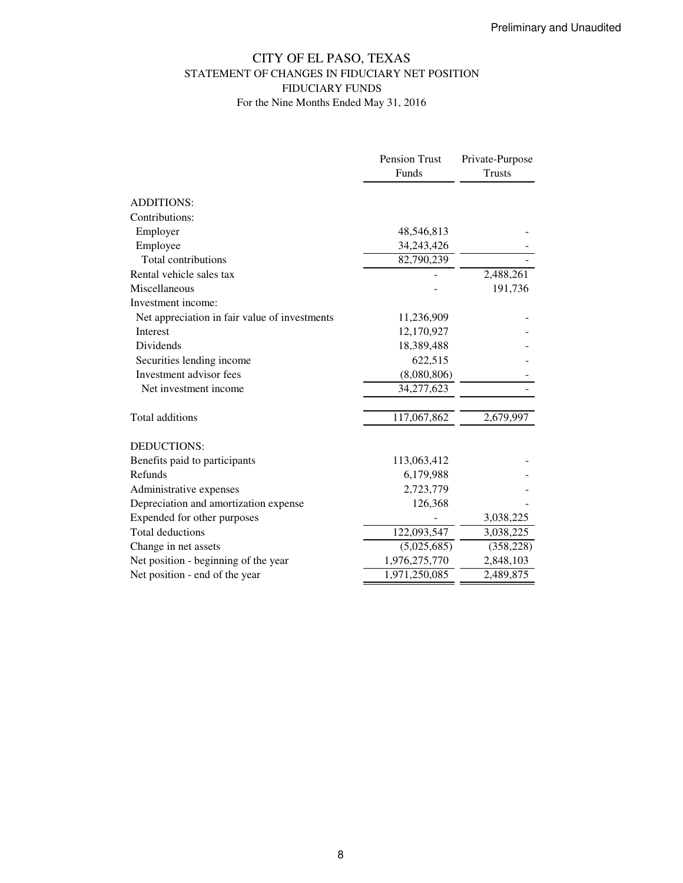Preliminary and Unaudited

# CITY OF EL PASO, TEXAS
## STATEMENT OF CHANGES IN FIDUCIARY NET POSITION
## FIDUCIARY FUNDS
For the Nine Months Ended May 31, 2016

| | Pension Trust Funds | Private-Purpose Trusts |
|---|---|---|
| ADDITIONS: | | |
| Contributions: | | |
| Employer | 48,546,813 | - |
| Employee | 34,243,426 | - |
| Total contributions | 82,790,239 | - |
| Rental vehicle sales tax | - | 2,488,261 |
| Miscellaneous | - | 191,736 |
| Investment income: | | |
| Net appreciation in fair value of investments | 11,236,909 | - |
| Interest | 12,170,927 | - |
| Dividends | 18,389,488 | - |
| Securities lending income | 622,515 | - |
| Investment advisor fees | (8,080,806) | - |
| Net investment income | 34,277,623 | - |
| Total additions | 117,067,862 | 2,679,997 |
| DEDUCTIONS: | | |
| Benefits paid to participants | 113,063,412 | - |
| Refunds | 6,179,988 | - |
| Administrative expenses | 2,723,779 | - |
| Depreciation and amortization expense | 126,368 | - |
| Expended for other purposes | - | 3,038,225 |
| Total deductions | 122,093,547 | 3,038,225 |
| Change in net assets | (5,025,685) | (358,228) |
| Net position - beginning of the year | 1,976,275,770 | 2,848,103 |
| Net position - end of the year | 1,971,250,085 | 2,489,875 |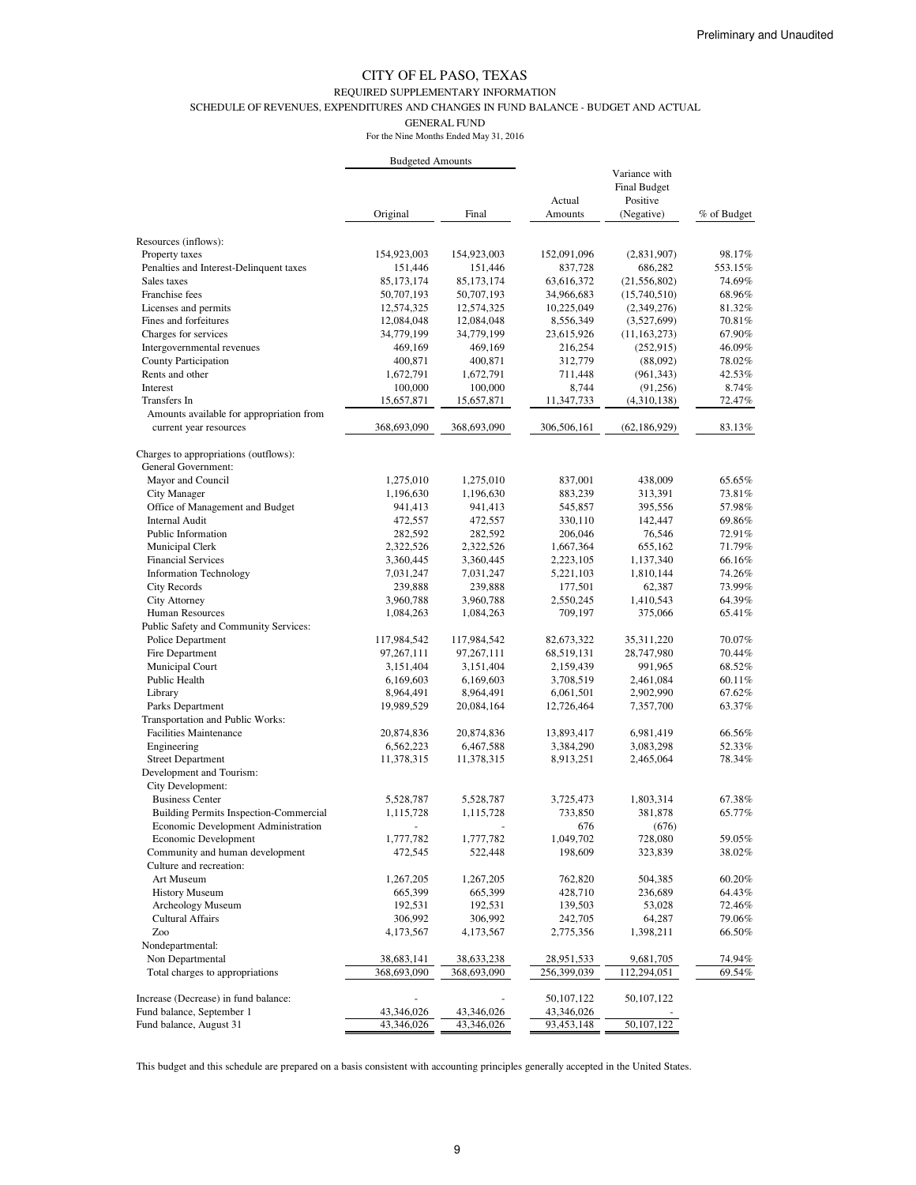Preliminary and Unaudited

# CITY OF EL PASO, TEXAS

## REQUIRED SUPPLEMENTARY INFORMATION

### SCHEDULE OF REVENUES, EXPENDITURES AND CHANGES IN FUND BALANCE - BUDGET AND ACTUAL

### GENERAL FUND

For the Nine Months Ended May 31, 2016

| | Budgeted Amounts | | | | |
|---|---|---|---|---|---|
| | Original | Final | Actual Amounts | Variance with Final Budget Positive (Negative) | % of Budget |
| Resources (inflows): | | | | | |
| Property taxes | 154,923,003 | 154,923,003 | 152,091,096 | (2,831,907) | 98.17% |
| Penalties and Interest-Delinquent taxes | 151,446 | 151,446 | 837,728 | 686,282 | 553.15% |
| Sales taxes | 85,173,174 | 85,173,174 | 63,616,372 | (21,556,802) | 74.69% |
| Franchise fees | 50,707,193 | 50,707,193 | 34,966,683 | (15,740,510) | 68.96% |
| Licenses and permits | 12,574,325 | 12,574,325 | 10,225,049 | (2,349,276) | 81.32% |
| Fines and forfeitures | 12,084,048 | 12,084,048 | 8,556,349 | (3,527,699) | 70.81% |
| Charges for services | 34,779,199 | 34,779,199 | 23,615,926 | (11,163,273) | 67.90% |
| Intergovernmental revenues | 469,169 | 469,169 | 216,254 | (252,915) | 46.09% |
| County Participation | 400,871 | 400,871 | 312,779 | (88,092) | 78.02% |
| Rents and other | 1,672,791 | 1,672,791 | 711,448 | (961,343) | 42.53% |
| Interest | 100,000 | 100,000 | 8,744 | (91,256) | 8.74% |
| Transfers In | 15,657,871 | 15,657,871 | 11,347,733 | (4,310,138) | 72.47% |
| Amounts available for appropriation from current year resources | 368,693,090 | 368,693,090 | 306,506,161 | (62,186,929) | 83.13% |
| Charges to appropriations (outflows): | | | | | |
| General Government: | | | | | |
| Mayor and Council | 1,275,010 | 1,275,010 | 837,001 | 438,009 | 65.65% |
| City Manager | 1,196,630 | 1,196,630 | 883,239 | 313,391 | 73.81% |
| Office of Management and Budget | 941,413 | 941,413 | 545,857 | 395,556 | 57.98% |
| Internal Audit | 472,557 | 472,557 | 330,110 | 142,447 | 69.86% |
| Public Information | 282,592 | 282,592 | 206,046 | 76,546 | 72.91% |
| Municipal Clerk | 2,322,526 | 2,322,526 | 1,667,364 | 655,162 | 71.79% |
| Financial Services | 3,360,445 | 3,360,445 | 2,223,105 | 1,137,340 | 66.16% |
| Information Technology | 7,031,247 | 7,031,247 | 5,221,103 | 1,810,144 | 74.26% |
| City Records | 239,888 | 239,888 | 177,501 | 62,387 | 73.99% |
| City Attorney | 3,960,788 | 3,960,788 | 2,550,245 | 1,410,543 | 64.39% |
| Human Resources | 1,084,263 | 1,084,263 | 709,197 | 375,066 | 65.41% |
| Public Safety and Community Services: | | | | | |
| Police Department | 117,984,542 | 117,984,542 | 82,673,322 | 35,311,220 | 70.07% |
| Fire Department | 97,267,111 | 97,267,111 | 68,519,131 | 28,747,980 | 70.44% |
| Municipal Court | 3,151,404 | 3,151,404 | 2,159,439 | 991,965 | 68.52% |
| Public Health | 6,169,603 | 6,169,603 | 3,708,519 | 2,461,084 | 60.11% |
| Library | 8,964,491 | 8,964,491 | 6,061,501 | 2,902,990 | 67.62% |
| Parks Department | 19,989,529 | 20,084,164 | 12,726,464 | 7,357,700 | 63.37% |
| Transportation and Public Works: | | | | | |
| Facilities Maintenance | 20,874,836 | 20,874,836 | 13,893,417 | 6,981,419 | 66.56% |
| Engineering | 6,562,223 | 6,467,588 | 3,384,290 | 3,083,298 | 52.33% |
| Street Department | 11,378,315 | 11,378,315 | 8,913,251 | 2,465,064 | 78.34% |
| Development and Tourism: | | | | | |
| City Development: | | | | | |
| Business Center | 5,528,787 | 5,528,787 | 3,725,473 | 1,803,314 | 67.38% |
| Building Permits Inspection-Commercial | 1,115,728 | 1,115,728 | 733,850 | 381,878 | 65.77% |
| Economic Development Administration | - | - | 676 | (676) | |
| Economic Development | 1,777,782 | 1,777,782 | 1,049,702 | 728,080 | 59.05% |
| Community and human development | 472,545 | 522,448 | 198,609 | 323,839 | 38.02% |
| Culture and recreation: | | | | | |
| Art Museum | 1,267,205 | 1,267,205 | 762,820 | 504,385 | 60.20% |
| History Museum | 665,399 | 665,399 | 428,710 | 236,689 | 64.43% |
| Archeology Museum | 192,531 | 192,531 | 139,503 | 53,028 | 72.46% |
| Cultural Affairs | 306,992 | 306,992 | 242,705 | 64,287 | 79.06% |
| Zoo | 4,173,567 | 4,173,567 | 2,775,356 | 1,398,211 | 66.50% |
| Nondepartmental: | | | | | |
| Non Departmental | 38,683,141 | 38,633,238 | 28,951,533 | 9,681,705 | 74.94% |
| Total charges to appropriations | 368,693,090 | 368,693,090 | 256,399,039 | 112,294,051 | 69.54% |
| Increase (Decrease) in fund balance: | - | - | 50,107,122 | 50,107,122 | |
| Fund balance, September 1 | 43,346,026 | 43,346,026 | 43,346,026 | - | |
| Fund balance, August 31 | 43,346,026 | 43,346,026 | 93,453,148 | 50,107,122 | |

This budget and this schedule are prepared on a basis consistent with accounting principles generally accepted in the United States.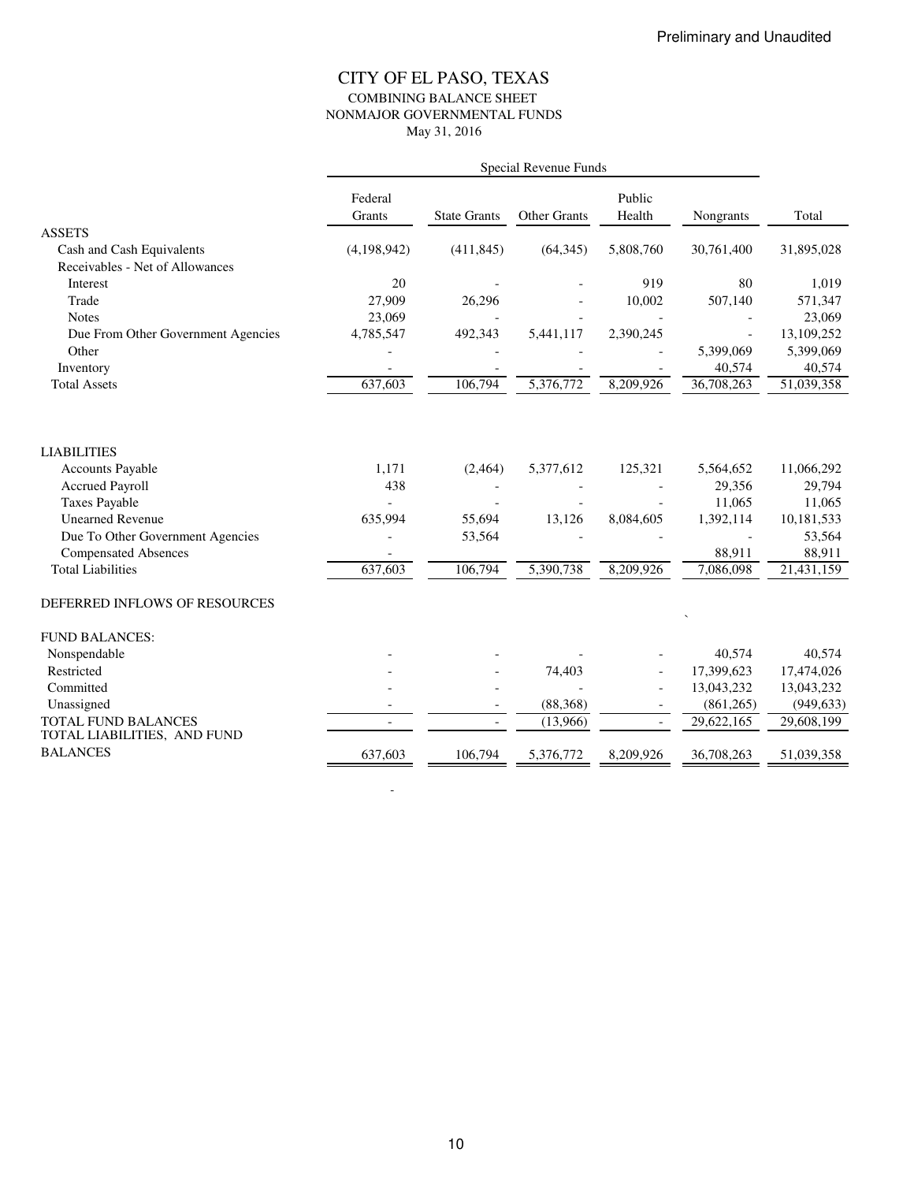Preliminary and Unaudited

# CITY OF EL PASO, TEXAS

## COMBINING BALANCE SHEET
## NONMAJOR GOVERNMENTAL FUNDS
May 31, 2016

| | Special Revenue Funds | | | | | |
|---|---|---|---|---|---|---|
| | Federal Grants | State Grants | Other Grants | Public Health | Nongrants | Total |
| **ASSETS** | | | | | | |
| Cash and Cash Equivalents | (4,198,942) | (411,845) | (64,345) | 5,808,760 | 30,761,400 | 31,895,028 |
| Receivables - Net of Allowances | | | | | | |
| Interest | 20 | - | - | 919 | 80 | 1,019 |
| Trade | 27,909 | 26,296 | - | 10,002 | 507,140 | 571,347 |
| Notes | 23,069 | - | - | - | - | 23,069 |
| Due From Other Government Agencies | 4,785,547 | 492,343 | 5,441,117 | 2,390,245 | - | 13,109,252 |
| Other | - | - | - | - | 5,399,069 | 5,399,069 |
| Inventory | - | - | - | - | 40,574 | 40,574 |
| Total Assets | 637,603 | 106,794 | 5,376,772 | 8,209,926 | 36,708,263 | 51,039,358 |
| **LIABILITIES** | | | | | | |
| Accounts Payable | 1,171 | (2,464) | 5,377,612 | 125,321 | 5,564,652 | 11,066,292 |
| Accrued Payroll | 438 | - | - | - | 29,356 | 29,794 |
| Taxes Payable | - | - | - | - | 11,065 | 11,065 |
| Unearned Revenue | 635,994 | 55,694 | 13,126 | 8,084,605 | 1,392,114 | 10,181,533 |
| Due To Other Government Agencies | - | 53,564 | - | - | - | 53,564 |
| Compensated Absences | - | | | | 88,911 | 88,911 |
| Total Liabilities | 637,603 | 106,794 | 5,390,738 | 8,209,926 | 7,086,098 | 21,431,159 |
| DEFERRED INFLOWS OF RESOURCES | | | | | | |
| FUND BALANCES: | | | | | | |
| Nonspendable | - | - | - | - | 40,574 | 40,574 |
| Restricted | - | - | 74,403 | - | 17,399,623 | 17,474,026 |
| Committed | - | - | - | - | 13,043,232 | 13,043,232 |
| Unassigned | - | - | (88,368) | - | (861,265) | (949,633) |
| TOTAL FUND BALANCES | - | - | (13,966) | - | 29,622,165 | 29,608,199 |
| TOTAL LIABILITIES, AND FUND BALANCES | 637,603 | 106,794 | 5,376,772 | 8,209,926 | 36,708,263 | 51,039,358 |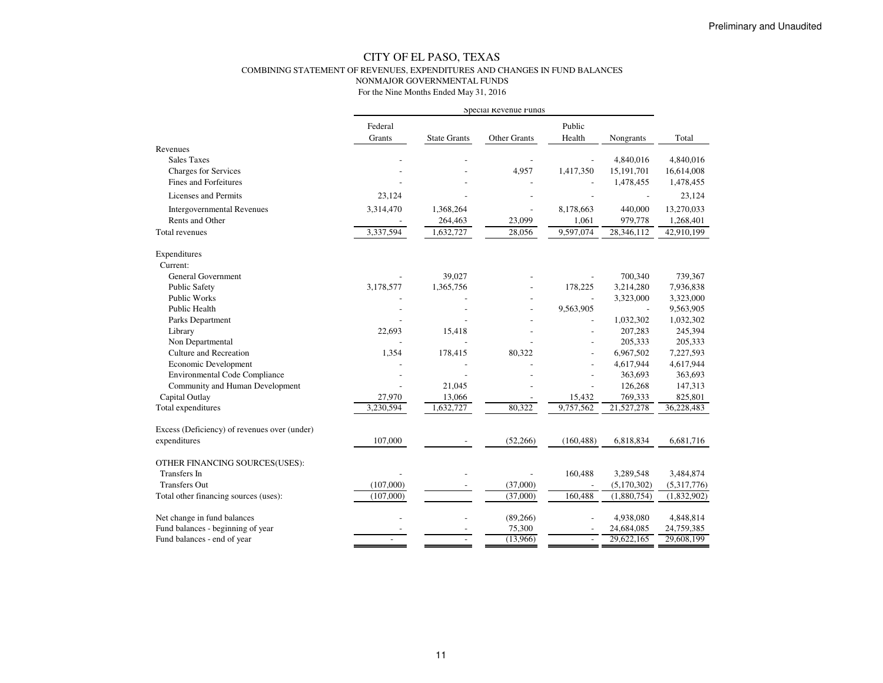Preliminary and Unaudited

# CITY OF EL PASO, TEXAS

## COMBINING STATEMENT OF REVENUES, EXPENDITURES AND CHANGES IN FUND BALANCES
## NONMAJOR GOVERNMENTAL FUNDS
### For the Nine Months Ended May 31, 2016

| | Special Revenue Funds | | | | | |
|---|---|---|---|---|---|---|
| | Federal Grants | State Grants | Other Grants | Public Health | Nongrants | Total |
| Revenues | | | | | | |
| Sales Taxes | - | - | - | - | 4,840,016 | 4,840,016 |
| Charges for Services | - | - | 4,957 | 1,417,350 | 15,191,701 | 16,614,008 |
| Fines and Forfeitures | - | - | - | - | 1,478,455 | 1,478,455 |
| Licenses and Permits | 23,124 | - | - | - | - | 23,124 |
| Intergovernmental Revenues | 3,314,470 | 1,368,264 | - | 8,178,663 | 440,000 | 13,270,033 |
| Rents and Other | - | 264,463 | 23,099 | 1,061 | 979,778 | 1,268,401 |
| Total revenues | 3,337,594 | 1,632,727 | 28,056 | 9,597,074 | 28,346,112 | 42,910,199 |
| Expenditures | | | | | | |
| Current: | | | | | | |
| General Government | - | 39,027 | - | - | 700,340 | 739,367 |
| Public Safety | 3,178,577 | 1,365,756 | - | 178,225 | 3,214,280 | 7,936,838 |
| Public Works | - | - | - | - | 3,323,000 | 3,323,000 |
| Public Health | - | - | - | 9,563,905 | - | 9,563,905 |
| Parks Department | - | - | - | - | 1,032,302 | 1,032,302 |
| Library | 22,693 | 15,418 | - | - | 207,283 | 245,394 |
| Non Departmental | - | - | - | - | 205,333 | 205,333 |
| Culture and Recreation | 1,354 | 178,415 | 80,322 | - | 6,967,502 | 7,227,593 |
| Economic Development | - | - | - | - | 4,617,944 | 4,617,944 |
| Environmental Code Compliance | - | - | - | - | 363,693 | 363,693 |
| Community and Human Development | - | 21,045 | - | - | 126,268 | 147,313 |
| Capital Outlay | 27,970 | 13,066 | - | 15,432 | 769,333 | 825,801 |
| Total expenditures | 3,230,594 | 1,632,727 | 80,322 | 9,757,562 | 21,527,278 | 36,228,483 |
| Excess (Deficiency) of revenues over (under) expenditures | 107,000 | - | (52,266) | (160,488) | 6,818,834 | 6,681,716 |
| OTHER FINANCING SOURCES(USES): | | | | | | |
| Transfers In | - | - | - | 160,488 | 3,289,548 | 3,484,874 |
| Transfers Out | (107,000) | - | (37,000) | - | (5,170,302) | (5,317,776) |
| Total other financing sources (uses): | (107,000) | | (37,000) | 160,488 | (1,880,754) | (1,832,902) |
| Net change in fund balances | - | - | (89,266) | - | 4,938,080 | 4,848,814 |
| Fund balances - beginning of year | - | - | 75,300 | - | 24,684,085 | 24,759,385 |
| Fund balances - end of year | - | - | (13,966) | - | 29,622,165 | 29,608,199 |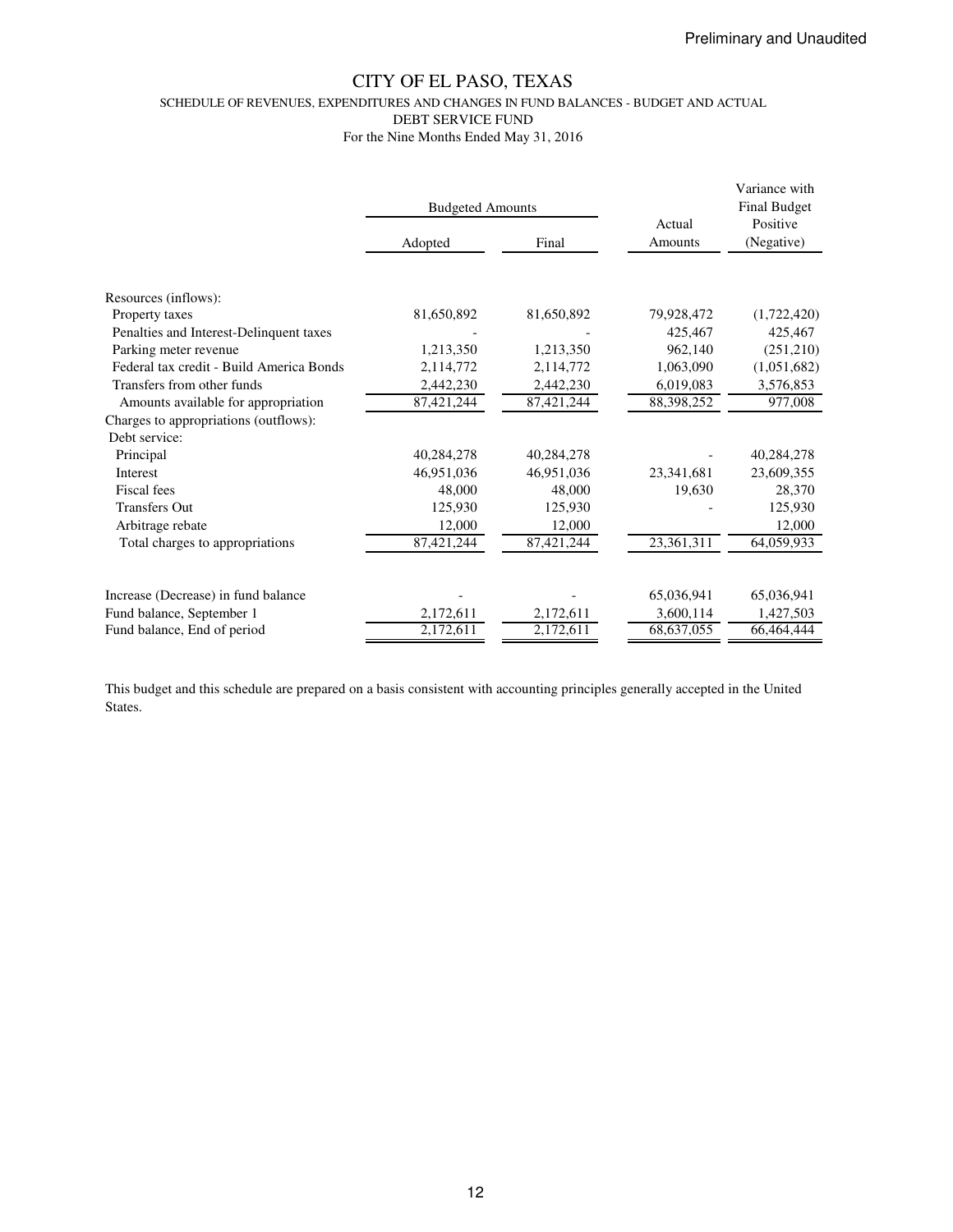Preliminary and Unaudited

# CITY OF EL PASO, TEXAS

SCHEDULE OF REVENUES, EXPENDITURES AND CHANGES IN FUND BALANCES - BUDGET AND ACTUAL

DEBT SERVICE FUND

For the Nine Months Ended May 31, 2016

| | Budgeted Amounts | | Actual Amounts | Variance with Final Budget Positive (Negative) |
|---|---|---|---|---|
| | Adopted | Final | | |
| Resources (inflows): | | | | |
| Property taxes | 81,650,892 | 81,650,892 | 79,928,472 | (1,722,420) |
| Penalties and Interest-Delinquent taxes | - | - | 425,467 | 425,467 |
| Parking meter revenue | 1,213,350 | 1,213,350 | 962,140 | (251,210) |
| Federal tax credit - Build America Bonds | 2,114,772 | 2,114,772 | 1,063,090 | (1,051,682) |
| Transfers from other funds | 2,442,230 | 2,442,230 | 6,019,083 | 3,576,853 |
| Amounts available for appropriation | 87,421,244 | 87,421,244 | 88,398,252 | 977,008 |
| Charges to appropriations (outflows): | | | | |
| Debt service: | | | | |
| Principal | 40,284,278 | 40,284,278 | - | 40,284,278 |
| Interest | 46,951,036 | 46,951,036 | 23,341,681 | 23,609,355 |
| Fiscal fees | 48,000 | 48,000 | 19,630 | 28,370 |
| Transfers Out | 125,930 | 125,930 | - | 125,930 |
| Arbitrage rebate | 12,000 | 12,000 | | 12,000 |
| Total charges to appropriations | 87,421,244 | 87,421,244 | 23,361,311 | 64,059,933 |
| Increase (Decrease) in fund balance | - | - | 65,036,941 | 65,036,941 |
| Fund balance, September 1 | 2,172,611 | 2,172,611 | 3,600,114 | 1,427,503 |
| Fund balance, End of period | 2,172,611 | 2,172,611 | 68,637,055 | 66,464,444 |

This budget and this schedule are prepared on a basis consistent with accounting principles generally accepted in the United States.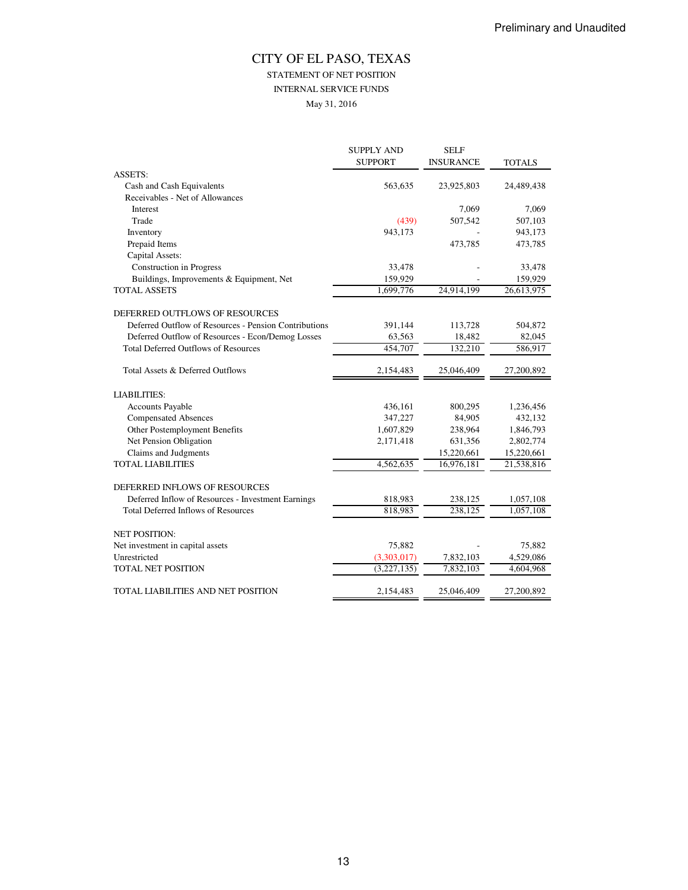Preliminary and Unaudited

# CITY OF EL PASO, TEXAS

STATEMENT OF NET POSITION

INTERNAL SERVICE FUNDS

May 31, 2016

| | SUPPLY AND SUPPORT | SELF INSURANCE | TOTALS |
|---|---|---|---|
| ASSETS: | | | |
| Cash and Cash Equivalents | 563,635 | 23,925,803 | 24,489,438 |
| Receivables - Net of Allowances | | | |
| Interest | | 7,069 | 7,069 |
| Trade | (439) | 507,542 | 507,103 |
| Inventory | 943,173 | - | 943,173 |
| Prepaid Items | | 473,785 | 473,785 |
| Capital Assets: | | | |
| Construction in Progress | 33,478 | - | 33,478 |
| Buildings, Improvements & Equipment, Net | 159,929 | - | 159,929 |
| TOTAL ASSETS | 1,699,776 | 24,914,199 | 26,613,975 |
| | | | |
| DEFERRED OUTFLOWS OF RESOURCES | | | |
| Deferred Outflow of Resources - Pension Contributions | 391,144 | 113,728 | 504,872 |
| Deferred Outflow of Resources - Econ/Demog Losses | 63,563 | 18,482 | 82,045 |
| Total Deferred Outflows of Resources | 454,707 | 132,210 | 586,917 |
| | | | |
| Total Assets & Deferred Outflows | 2,154,483 | 25,046,409 | 27,200,892 |
| | | | |
| LIABILITIES: | | | |
| Accounts Payable | 436,161 | 800,295 | 1,236,456 |
| Compensated Absences | 347,227 | 84,905 | 432,132 |
| Other Postemployment Benefits | 1,607,829 | 238,964 | 1,846,793 |
| Net Pension Obligation | 2,171,418 | 631,356 | 2,802,774 |
| Claims and Judgments | | 15,220,661 | 15,220,661 |
| TOTAL LIABILITIES | 4,562,635 | 16,976,181 | 21,538,816 |
| | | | |
| DEFERRED INFLOWS OF RESOURCES | | | |
| Deferred Inflow of Resources - Investment Earnings | 818,983 | 238,125 | 1,057,108 |
| Total Deferred Inflows of Resources | 818,983 | 238,125 | 1,057,108 |
| | | | |
| NET POSITION: | | | |
| Net investment in capital assets | 75,882 | - | 75,882 |
| Unrestricted | (3,303,017) | 7,832,103 | 4,529,086 |
| TOTAL NET POSITION | (3,227,135) | 7,832,103 | 4,604,968 |
| | | | |
| TOTAL LIABILITIES AND NET POSITION | 2,154,483 | 25,046,409 | 27,200,892 |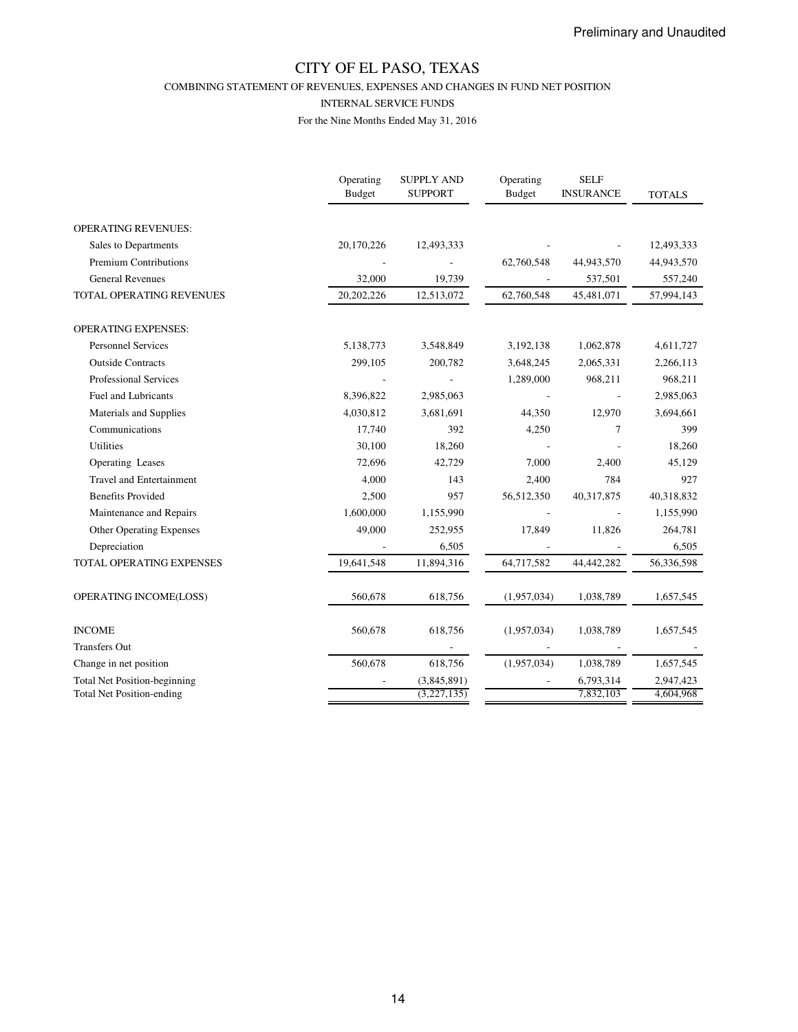Preliminary and Unaudited

# CITY OF EL PASO, TEXAS

## COMBINING STATEMENT OF REVENUES, EXPENSES AND CHANGES IN FUND NET POSITION

### INTERNAL SERVICE FUNDS

For the Nine Months Ended May 31, 2016

| | Operating Budget | SUPPLY AND SUPPORT | Operating Budget | SELF INSURANCE | TOTALS |
|---|---|---|---|---|---|
| OPERATING REVENUES: | | | | | |
| Sales to Departments | 20,170,226 | 12,493,333 | - | - | 12,493,333 |
| Premium Contributions | - | - | 62,760,548 | 44,943,570 | 44,943,570 |
| General Revenues | 32,000 | 19,739 | - | 537,501 | 557,240 |
| TOTAL OPERATING REVENUES | 20,202,226 | 12,513,072 | 62,760,548 | 45,481,071 | 57,994,143 |
| OPERATING EXPENSES: | | | | | |
| Personnel Services | 5,138,773 | 3,548,849 | 3,192,138 | 1,062,878 | 4,611,727 |
| Outside Contracts | 299,105 | 200,782 | 3,648,245 | 2,065,331 | 2,266,113 |
| Professional Services | - | - | 1,289,000 | 968,211 | 968,211 |
| Fuel and Lubricants | 8,396,822 | 2,985,063 | - | - | 2,985,063 |
| Materials and Supplies | 4,030,812 | 3,681,691 | 44,350 | 12,970 | 3,694,661 |
| Communications | 17,740 | 392 | 4,250 | 7 | 399 |
| Utilities | 30,100 | 18,260 | - | - | 18,260 |
| Operating Leases | 72,696 | 42,729 | 7,000 | 2,400 | 45,129 |
| Travel and Entertainment | 4,000 | 143 | 2,400 | 784 | 927 |
| Benefits Provided | 2,500 | 957 | 56,512,350 | 40,317,875 | 40,318,832 |
| Maintenance and Repairs | 1,600,000 | 1,155,990 | - | - | 1,155,990 |
| Other Operating Expenses | 49,000 | 252,955 | 17,849 | 11,826 | 264,781 |
| Depreciation | - | 6,505 | - | - | 6,505 |
| TOTAL OPERATING EXPENSES | 19,641,548 | 11,894,316 | 64,717,582 | 44,442,282 | 56,336,598 |
| OPERATING INCOME(LOSS) | 560,678 | 618,756 | (1,957,034) | 1,038,789 | 1,657,545 |
| INCOME | 560,678 | 618,756 | (1,957,034) | 1,038,789 | 1,657,545 |
| Transfers Out | | - | - | - | - |
| Change in net position | 560,678 | 618,756 | (1,957,034) | 1,038,789 | 1,657,545 |
| Total Net Position-beginning | - | (3,845,891) | - | 6,793,314 | 2,947,423 |
| Total Net Position-ending | | (3,227,135) | | 7,832,103 | 4,604,968 |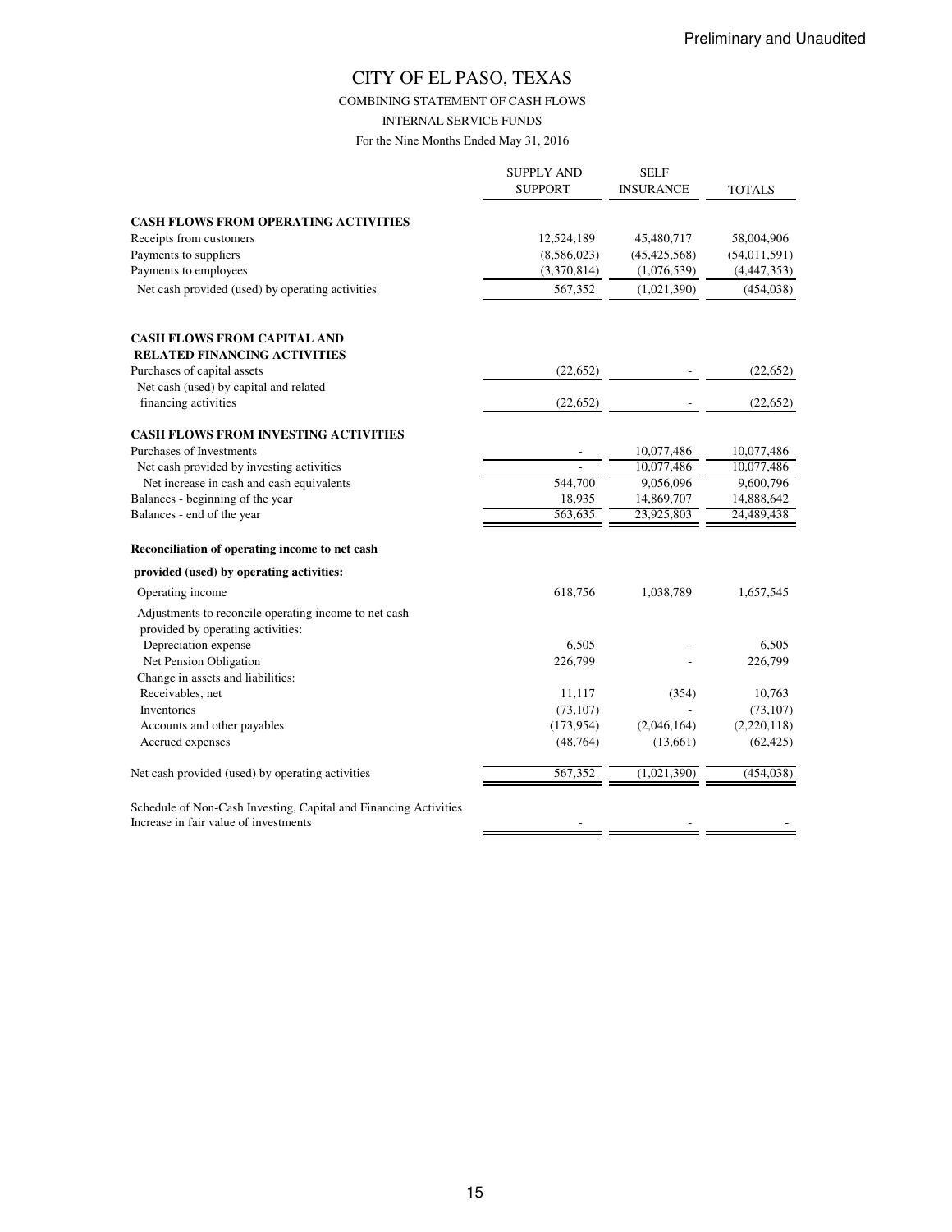Preliminary and Unaudited

# CITY OF EL PASO, TEXAS

COMBINING STATEMENT OF CASH FLOWS

INTERNAL SERVICE FUNDS

For the Nine Months Ended May 31, 2016

| | SUPPLY AND SUPPORT | SELF INSURANCE | TOTALS |
|---|---|---|---|
| **CASH FLOWS FROM OPERATING ACTIVITIES** | | | |
| Receipts from customers | 12,524,189 | 45,480,717 | 58,004,906 |
| Payments to suppliers | (8,586,023) | (45,425,568) | (54,011,591) |
| Payments to employees | (3,370,814) | (1,076,539) | (4,447,353) |
| Net cash provided (used) by operating activities | 567,352 | (1,021,390) | (454,038) |
| **CASH FLOWS FROM CAPITAL AND RELATED FINANCING ACTIVITIES** | | | |
| Purchases of capital assets | (22,652) | - | (22,652) |
| Net cash (used) by capital and related financing activities | (22,652) | - | (22,652) |
| **CASH FLOWS FROM INVESTING ACTIVITIES** | | | |
| Purchases of Investments | - | 10,077,486 | 10,077,486 |
| Net cash provided by investing activities | - | 10,077,486 | 10,077,486 |
| Net increase in cash and cash equivalents | 544,700 | 9,056,096 | 9,600,796 |
| Balances - beginning of the year | 18,935 | 14,869,707 | 14,888,642 |
| Balances - end of the year | 563,635 | 23,925,803 | 24,489,438 |
| **Reconciliation of operating income to net cash provided (used) by operating activities:** | | | |
| Operating income | 618,756 | 1,038,789 | 1,657,545 |
| Adjustments to reconcile operating income to net cash provided by operating activities: | | | |
| Depreciation expense | 6,505 | - | 6,505 |
| Net Pension Obligation | 226,799 | - | 226,799 |
| Change in assets and liabilities: | | | |
| Receivables, net | 11,117 | (354) | 10,763 |
| Inventories | (73,107) | - | (73,107) |
| Accounts and other payables | (173,954) | (2,046,164) | (2,220,118) |
| Accrued expenses | (48,764) | (13,661) | (62,425) |
| Net cash provided (used) by operating activities | 567,352 | (1,021,390) | (454,038) |
| Schedule of Non-Cash Investing, Capital and Financing Activities | | | |
| Increase in fair value of investments | - | - | - |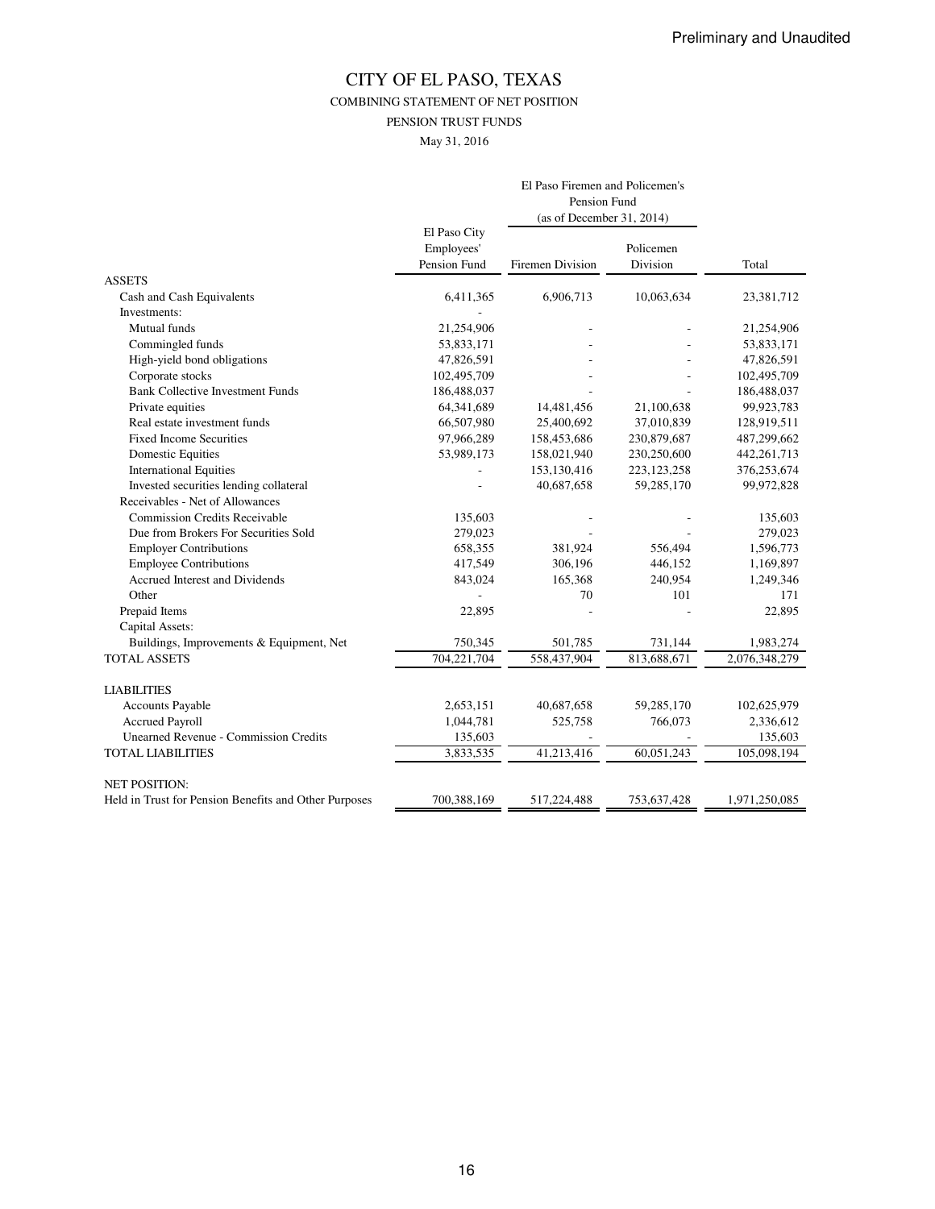Preliminary and Unaudited

# CITY OF EL PASO, TEXAS

## COMBINING STATEMENT OF NET POSITION

### PENSION TRUST FUNDS

May 31, 2016

| | | El Paso Firemen and Policemen's Pension Fund (as of December 31, 2014) | | |
|---|---|---|---|---|
| | El Paso City Employees' Pension Fund | Firemen Division | Policemen Division | Total |
| ASSETS | | | | |
| Cash and Cash Equivalents | 6,411,365 | 6,906,713 | 10,063,634 | 23,381,712 |
| Investments: | - | | | |
| Mutual funds | 21,254,906 | - | - | 21,254,906 |
| Commingled funds | 53,833,171 | - | - | 53,833,171 |
| High-yield bond obligations | 47,826,591 | - | - | 47,826,591 |
| Corporate stocks | 102,495,709 | - | - | 102,495,709 |
| Bank Collective Investment Funds | 186,488,037 | - | - | 186,488,037 |
| Private equities | 64,341,689 | 14,481,456 | 21,100,638 | 99,923,783 |
| Real estate investment funds | 66,507,980 | 25,400,692 | 37,010,839 | 128,919,511 |
| Fixed Income Securities | 97,966,289 | 158,453,686 | 230,879,687 | 487,299,662 |
| Domestic Equities | 53,989,173 | 158,021,940 | 230,250,600 | 442,261,713 |
| International Equities | - | 153,130,416 | 223,123,258 | 376,253,674 |
| Invested securities lending collateral | - | 40,687,658 | 59,285,170 | 99,972,828 |
| Receivables - Net of Allowances | | | | |
| Commission Credits Receivable | 135,603 | - | - | 135,603 |
| Due from Brokers For Securities Sold | 279,023 | - | - | 279,023 |
| Employer Contributions | 658,355 | 381,924 | 556,494 | 1,596,773 |
| Employee Contributions | 417,549 | 306,196 | 446,152 | 1,169,897 |
| Accrued Interest and Dividends | 843,024 | 165,368 | 240,954 | 1,249,346 |
| Other | - | 70 | 101 | 171 |
| Prepaid Items | 22,895 | - | - | 22,895 |
| Capital Assets: | | | | |
| Buildings, Improvements & Equipment, Net | 750,345 | 501,785 | 731,144 | 1,983,274 |
| TOTAL ASSETS | 704,221,704 | 558,437,904 | 813,688,671 | 2,076,348,279 |
| | | | | |
| LIABILITIES | | | | |
| Accounts Payable | 2,653,151 | 40,687,658 | 59,285,170 | 102,625,979 |
| Accrued Payroll | 1,044,781 | 525,758 | 766,073 | 2,336,612 |
| Unearned Revenue - Commission Credits | 135,603 | - | - | 135,603 |
| TOTAL LIABILITIES | 3,833,535 | 41,213,416 | 60,051,243 | 105,098,194 |
| | | | | |
| NET POSITION: | | | | |
| Held in Trust for Pension Benefits and Other Purposes | 700,388,169 | 517,224,488 | 753,637,428 | 1,971,250,085 |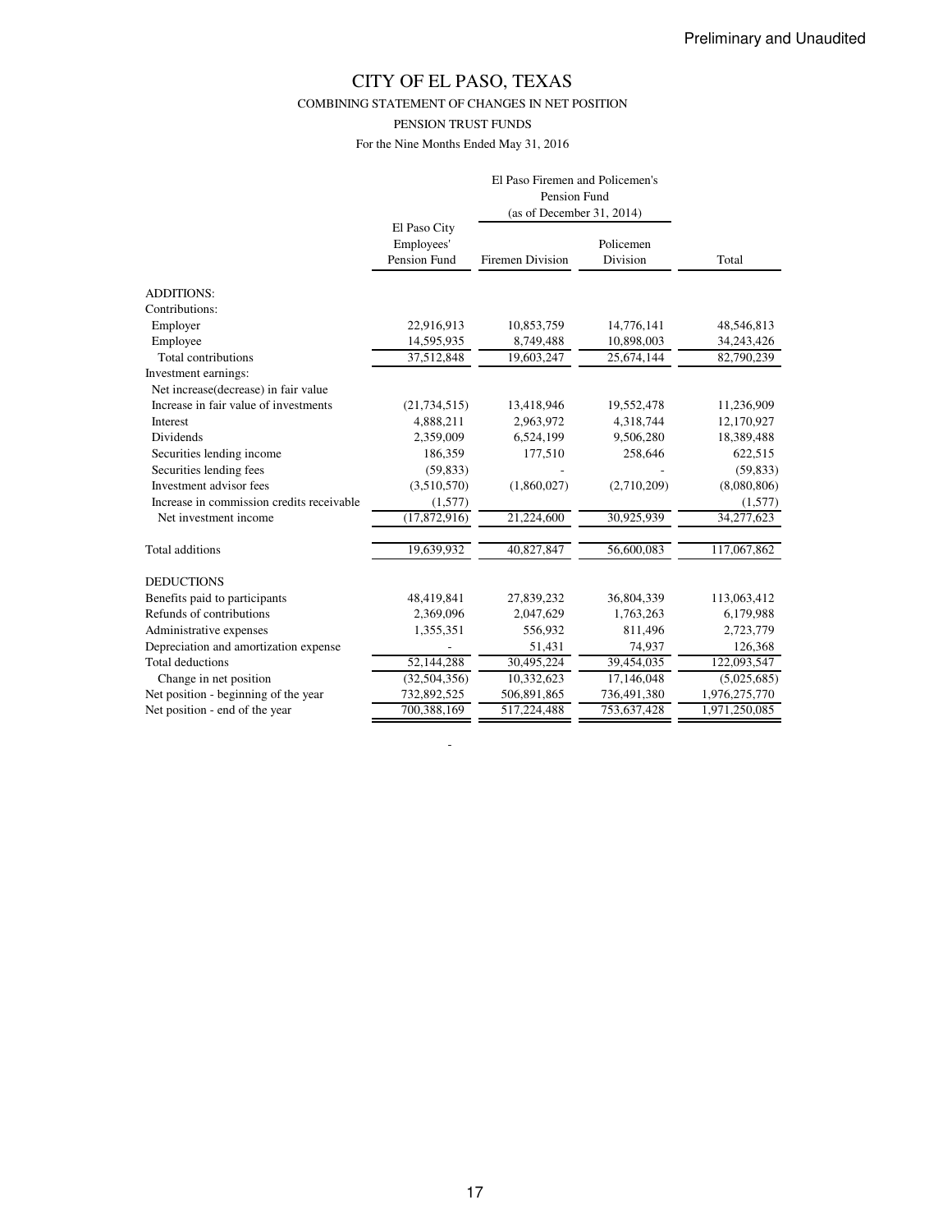Preliminary and Unaudited

# CITY OF EL PASO, TEXAS

COMBINING STATEMENT OF CHANGES IN NET POSITION

PENSION TRUST FUNDS

For the Nine Months Ended May 31, 2016

| | | El Paso Firemen and Policemen's Pension Fund (as of December 31, 2014) | | |
|---|---|---|---|---|
| | El Paso City Employees' Pension Fund | Firemen Division | Policemen Division | Total |
| ADDITIONS: | | | | |
| Contributions: | | | | |
| Employer | 22,916,913 | 10,853,759 | 14,776,141 | 48,546,813 |
| Employee | 14,595,935 | 8,749,488 | 10,898,003 | 34,243,426 |
| Total contributions | 37,512,848 | 19,603,247 | 25,674,144 | 82,790,239 |
| Investment earnings: | | | | |
| Net increase(decrease) in fair value | | | | |
| Increase in fair value of investments | (21,734,515) | 13,418,946 | 19,552,478 | 11,236,909 |
| Interest | 4,888,211 | 2,963,972 | 4,318,744 | 12,170,927 |
| Dividends | 2,359,009 | 6,524,199 | 9,506,280 | 18,389,488 |
| Securities lending income | 186,359 | 177,510 | 258,646 | 622,515 |
| Securities lending fees | (59,833) | - | - | (59,833) |
| Investment advisor fees | (3,510,570) | (1,860,027) | (2,710,209) | (8,080,806) |
| Increase in commission credits receivable | (1,577) | | | (1,577) |
| Net investment income | (17,872,916) | 21,224,600 | 30,925,939 | 34,277,623 |
| Total additions | 19,639,932 | 40,827,847 | 56,600,083 | 117,067,862 |
| DEDUCTIONS | | | | |
| Benefits paid to participants | 48,419,841 | 27,839,232 | 36,804,339 | 113,063,412 |
| Refunds of contributions | 2,369,096 | 2,047,629 | 1,763,263 | 6,179,988 |
| Administrative expenses | 1,355,351 | 556,932 | 811,496 | 2,723,779 |
| Depreciation and amortization expense | - | 51,431 | 74,937 | 126,368 |
| Total deductions | 52,144,288 | 30,495,224 | 39,454,035 | 122,093,547 |
| Change in net position | (32,504,356) | 10,332,623 | 17,146,048 | (5,025,685) |
| Net position - beginning of the year | 732,892,525 | 506,891,865 | 736,491,380 | 1,976,275,770 |
| Net position - end of the year | 700,388,169 | 517,224,488 | 753,637,428 | 1,971,250,085 |

-